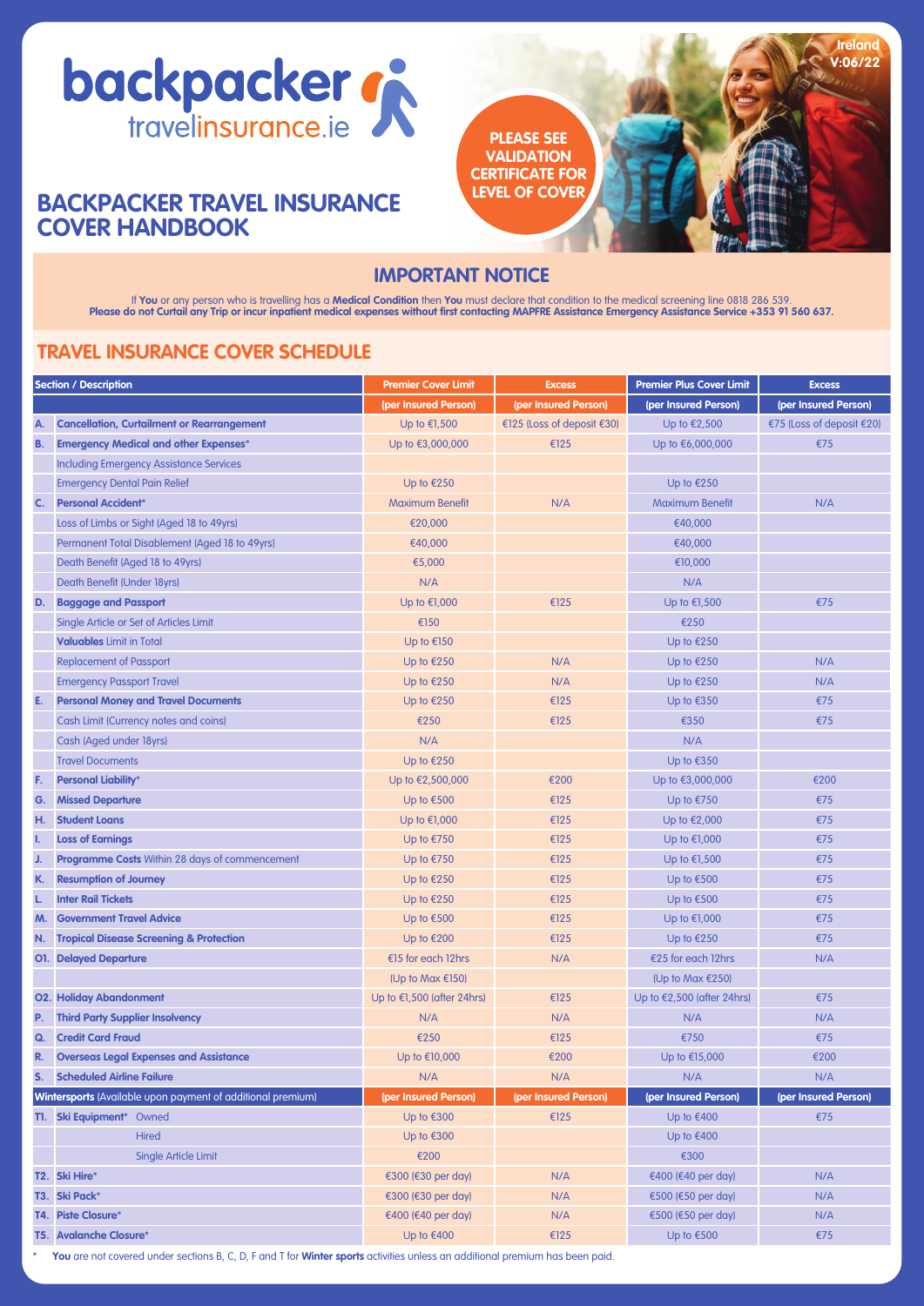backpacker travelinsurance.ie

Ireland V:06/22

# BACKPACKER TRAVEL INSURANCE COVER HANDBOOK

PLEASE SEE VALIDATION CERTIFICATE FOR LEVEL OF COVER

## IMPORTANT NOTICE

If **You** or any person who is travelling has a **Medical Condition** then **You** must declare that condition to the medical screening line 0818 286 539.
**Please do not Curtail any Trip or incur inpatient medical expenses without first contacting MAPFRE Assistance Emergency Assistance Service +353 91 560 637.**

## TRAVEL INSURANCE COVER SCHEDULE

| Section / Description | | Premier Cover Limit | Excess | Premier Plus Cover Limit | Excess |
|---|---|---|---|---|---|
| | | (per Insured Person) | (per Insured Person) | (per Insured Person) | (per Insured Person) |
| A. | **Cancellation, Curtailment or Rearrangement** | Up to €1,500 | €125 (Loss of deposit €30) | Up to €2,500 | €75 (Loss of deposit €20) |
| B. | **Emergency Medical and other Expenses*** | Up to €3,000,000 | €125 | Up to €6,000,000 | €75 |
| | Including Emergency Assistance Services | | | | |
| | Emergency Dental Pain Relief | Up to €250 | | Up to €250 | |
| C. | **Personal Accident*** | Maximum Benefit | N/A | Maximum Benefit | N/A |
| | Loss of Limbs or Sight (Aged 18 to 49yrs) | €20,000 | | €40,000 | |
| | Permanent Total Disablement (Aged 18 to 49yrs) | €40,000 | | €40,000 | |
| | Death Benefit (Aged 18 to 49yrs) | €5,000 | | €10,000 | |
| | Death Benefit (Under 18yrs) | N/A | | N/A | |
| D. | **Baggage and Passport** | Up to €1,000 | €125 | Up to €1,500 | €75 |
| | Single Article or Set of Articles Limit | €150 | | €250 | |
| | **Valuables** Limit in Total | Up to €150 | | Up to €250 | |
| | Replacement of Passport | Up to €250 | N/A | Up to €250 | N/A |
| | Emergency Passport Travel | Up to €250 | N/A | Up to €250 | N/A |
| E. | **Personal Money and Travel Documents** | Up to €250 | €125 | Up to €350 | €75 |
| | Cash Limit (Currency notes and coins) | €250 | €125 | €350 | €75 |
| | Cash (Aged under 18yrs) | N/A | | N/A | |
| | Travel Documents | Up to €250 | | Up to €350 | |
| F. | **Personal Liability*** | Up to €2,500,000 | €200 | Up to €3,000,000 | €200 |
| G. | **Missed Departure** | Up to €500 | €125 | Up to €750 | €75 |
| H. | **Student Loans** | Up to €1,000 | €125 | Up to €2,000 | €75 |
| I. | **Loss of Earnings** | Up to €750 | €125 | Up to €1,000 | €75 |
| J. | **Programme Costs** Within 28 days of commencement | Up to €750 | €125 | Up to €1,500 | €75 |
| K. | **Resumption of Journey** | Up to €250 | €125 | Up to €500 | €75 |
| L. | **Inter Rail Tickets** | Up to €250 | €125 | Up to €500 | €75 |
| M. | **Government Travel Advice** | Up to €500 | €125 | Up to €1,000 | €75 |
| N. | **Tropical Disease Screening & Protection** | Up to €200 | €125 | Up to €250 | €75 |
| O1. | **Delayed Departure** | €15 for each 12hrs | N/A | €25 for each 12hrs | N/A |
| | | (Up to Max €150) | | (Up to Max €250) | |
| O2. | **Holiday Abandonment** | Up to €1,500 (after 24hrs) | €125 | Up to €2,500 (after 24hrs) | €75 |
| P. | **Third Party Supplier Insolvency** | N/A | N/A | N/A | N/A |
| Q. | **Credit Card Fraud** | €250 | €125 | €750 | €75 |
| R. | **Overseas Legal Expenses and Assistance** | Up to €10,000 | €200 | Up to €15,000 | €200 |
| S. | **Scheduled Airline Failure** | N/A | N/A | N/A | N/A |
| **Wintersports** (Available upon payment of additional premium) | | (per Insured Person) | (per Insured Person) | (per Insured Person) | (per Insured Person) |
| T1. | **Ski Equipment*** Owned | Up to €300 | €125 | Up to €400 | €75 |
| | Hired | Up to €300 | | Up to €400 | |
| | Single Article Limit | €200 | | €300 | |
| T2. | **Ski Hire*** | €300 (€30 per day) | N/A | €400 (€40 per day) | N/A |
| T3. | **Ski Pack*** | €300 (€30 per day) | N/A | €500 (€50 per day) | N/A |
| T4. | **Piste Closure*** | €400 (€40 per day) | N/A | €500 (€50 per day) | N/A |
| T5. | **Avalanche Closure*** | Up to €400 | €125 | Up to €500 | €75 |

\* **You** are not covered under sections B, C, D, F and T for **Winter sports** activities unless an additional premium has been paid.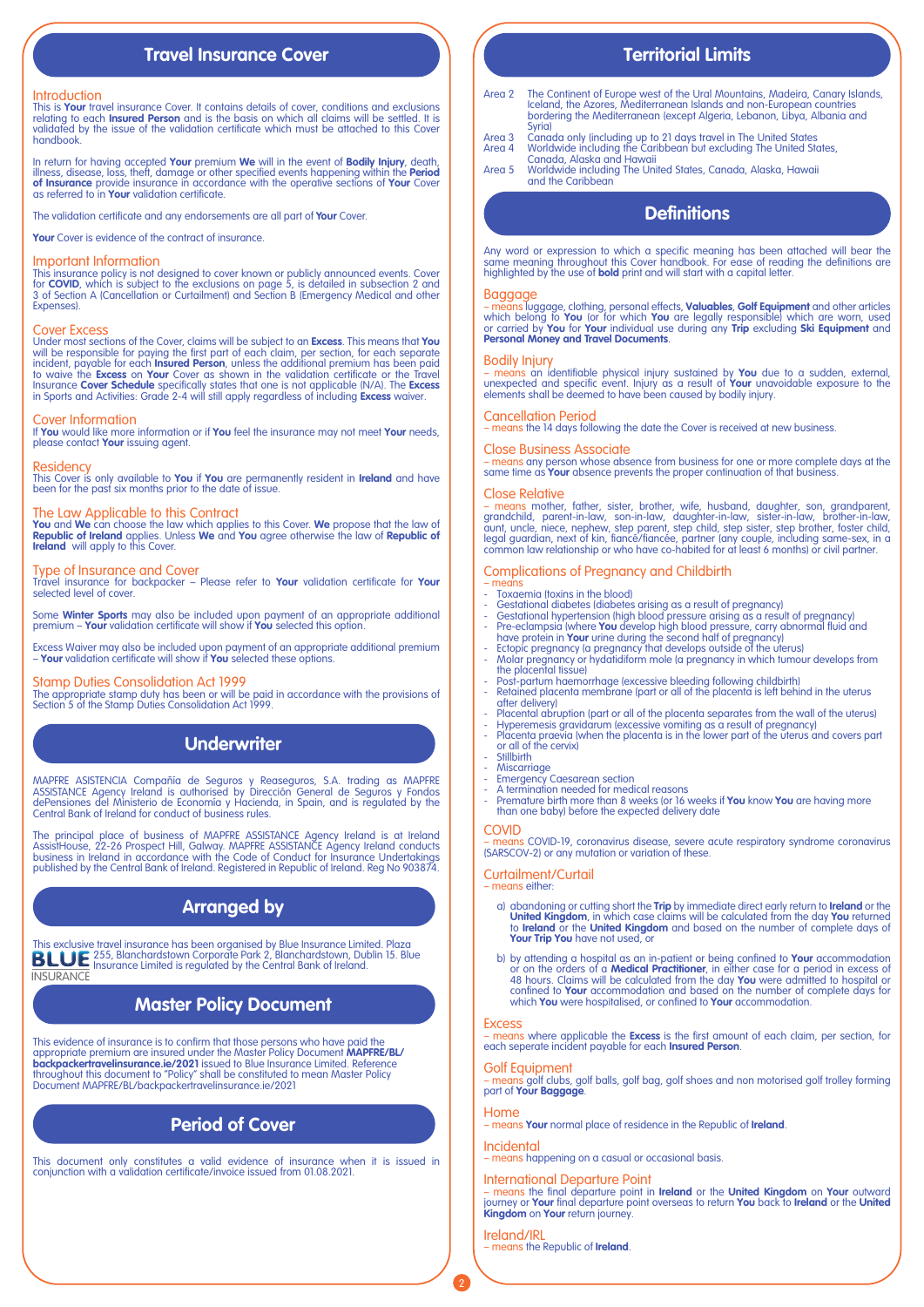# Travel Insurance Cover

## Introduction

This is **Your** travel insurance Cover. It contains details of cover, conditions and exclusions relating to each **Insured Person** and is the basis on which all claims will be settled. It is validated by the issue of the validation certificate which must be attached to this Cover handbook.

In return for having accepted **Your** premium **We** will in the event of **Bodily Injury**, death, illness, disease, loss, theft, damage or other specified events happening within the **Period of Insurance** provide insurance in accordance with the operative sections of **Your** Cover as referred to in **Your** validation certificate.

The validation certificate and any endorsements are all part of **Your** Cover.

**Your** Cover is evidence of the contract of insurance.

## Important Information

This insurance policy is not designed to cover known or publicly announced events. Cover for **COVID**, which is subject to the exclusions on page 5, is detailed in subsection 2 and 3 of Section A (Cancellation or Curtailment) and Section B (Emergency Medical and other Expenses).

## Cover Excess

Under most sections of the Cover, claims will be subject to an **Excess**. This means that **You** will be responsible for paying the first part of each claim, per section, for each separate incident, payable for each **Insured Person**, unless the additional premium has been paid to waive the **Excess** on **Your** Cover as shown in the validation certificate or the Travel Insurance **Cover Schedule** specifically states that one is not applicable (N/A). The **Excess** in Sports and Activities: Grade 2-4 will still apply regardless of including **Excess** waiver.

## Cover Information

If **You** would like more information or if **You** feel the insurance may not meet **Your** needs, please contact **Your** issuing agent.

## Residency

This Cover is only available to **You** if **You** are permanently resident in **Ireland** and have been for the past six months prior to the date of issue.

## The Law Applicable to this Contract

**You** and **We** can choose the law which applies to this Cover. **We** propose that the law of **Republic of Ireland** applies. Unless **We** and **You** agree otherwise the law of **Republic of Ireland** will apply to this Cover.

## Type of Insurance and Cover

Travel insurance for backpacker – Please refer to **Your** validation certificate for **Your** selected level of cover.

Some **Winter Sports** may also be included upon payment of an appropriate additional premium – **Your** validation certificate will show if **You** selected this option.

Excess Waiver may also be included upon payment of an appropriate additional premium – **Your** validation certificate will show if **You** selected these options.

## Stamp Duties Consolidation Act 1999

The appropriate stamp duty has been or will be paid in accordance with the provisions of Section 5 of the Stamp Duties Consolidation Act 1999.

# Underwriter

MAPFRE ASISTENCIA Compañía de Seguros y Reaseguros, S.A. trading as MAPFRE ASSISTANCE Agency Ireland is authorised by Dirección General de Seguros y Fondos dePensiones del Ministerio de Economía y Hacienda, in Spain, and is regulated by the Central Bank of Ireland for conduct of business rules.

The principal place of business of MAPFRE ASSISTANCE Agency Ireland is at Ireland AssistHouse, 22-26 Prospect Hill, Galway. MAPFRE ASSISTANCE Agency Ireland conducts business in Ireland in accordance with the Code of Conduct for Insurance Undertakings published by the Central Bank of Ireland. Registered in Republic of Ireland. Reg No 903874.

# Arranged by

This exclusive travel insurance has been organised by Blue Insurance Limited. Plaza 255, Blanchardstown Corporate Park 2, Blanchardstown, Dublin 15. Blue Insurance Limited is regulated by the Central Bank of Ireland.

BLUE INSURANCE

# Master Policy Document

This evidence of insurance is to confirm that those persons who have paid the appropriate premium are insured under the Master Policy Document **MAPFRE/BL/backpackertravelinsurance.ie/2021** issued to Blue Insurance Limited. Reference throughout this document to "Policy" shall be constituted to mean Master Policy Document MAPFRE/BL/backpackertravelinsurance.ie/2021

# Period of Cover

This document only constitutes a valid evidence of insurance when it is issued in conjunction with a validation certificate/invoice issued from 01.08.2021.

# Territorial Limits

Area 2 The Continent of Europe west of the Ural Mountains, Madeira, Canary Islands, Iceland, the Azores, Mediterranean Islands and non-European countries bordering the Mediterranean (except Algeria, Lebanon, Libya, Albania and Syria)

Area 3 Canada only (including up to 21 days travel in The United States

Area 4 Worldwide including the Caribbean but excluding The United States, Canada, Alaska and Hawaii

Area 5 Worldwide including The United States, Canada, Alaska, Hawaii and the Caribbean

# Definitions

Any word or expression to which a specific meaning has been attached will bear the same meaning throughout this Cover handbook. For ease of reading the definitions are highlighted by the use of **bold** print and will start with a capital letter.

## Baggage

– means luggage, clothing, personal effects, **Valuables**, **Golf Equipment** and other articles which belong to **You** (or for which **You** are legally responsible) which are worn, used or carried by **You** for **Your** individual use during any **Trip** excluding **Ski Equipment** and **Personal Money and Travel Documents**.

## Bodily Injury

– means an identifiable physical injury sustained by **You** due to a sudden, external, unexpected and specific event. Injury as a result of **Your** unavoidable exposure to the elements shall be deemed to have been caused by bodily injury.

## Cancellation Period

– means the 14 days following the date the Cover is received at new business.

## Close Business Associate

– means any person whose absence from business for one or more complete days at the same time as **Your** absence prevents the proper continuation of that business.

## Close Relative

– means mother, father, sister, brother, wife, husband, daughter, son, grandparent, grandchild, parent-in-law, son-in-law, daughter-in-law, sister-in-law, brother-in-law, aunt, uncle, niece, nephew, step parent, step child, step sister, step brother, foster child, legal guardian, next of kin, fiancé/fiancée, partner (any couple, including same-sex, in a common law relationship or who have co-habited for at least 6 months) or civil partner.

## Complications of Pregnancy and Childbirth

– means

- Toxaemia (toxins in the blood)
- Gestational diabetes (diabetes arising as a result of pregnancy)
- Gestational hypertension (high blood pressure arising as a result of pregnancy)
- Pre-eclampsia (where **You** develop high blood pressure, carry abnormal fluid and have protein in **Your** urine during the second half of pregnancy)
- Ectopic pregnancy (a pregnancy that develops outside of the uterus)
- Molar pregnancy or hydatidiform mole (a pregnancy in which tumour develops from the placental tissue)
- Post-partum haemorrhage (excessive bleeding following childbirth)
- Retained placenta membrane (part or all of the placenta is left behind in the uterus after delivery)
- Placental abruption (part or all of the placenta separates from the wall of the uterus)
- Hyperemesis gravidarum (excessive vomiting as a result of pregnancy)
- Placenta praevia (when the placenta is in the lower part of the uterus and covers part or all of the cervix)
- Stillbirth
- Miscarriage
- Emergency Caesarean section
- A termination needed for medical reasons
- Premature birth more than 8 weeks (or 16 weeks if **You** know **You** are having more than one baby) before the expected delivery date

## COVID

– means COVID-19, coronavirus disease, severe acute respiratory syndrome coronavirus (SARSCOV-2) or any mutation or variation of these.

## Curtailment/Curtail

– means either:

a) abandoning or cutting short the **Trip** by immediate direct early return to **Ireland** or the **United Kingdom**, in which case claims will be calculated from the day **You** returned to **Ireland** or the **United Kingdom** and based on the number of complete days of **Your Trip You** have not used, or

b) by attending a hospital as an in-patient or being confined to **Your** accommodation or on the orders of a **Medical Practitioner**, in either case for a period in excess of 48 hours. Claims will be calculated from the day **You** were admitted to hospital or confined to **Your** accommodation and based on the number of complete days for which **You** were hospitalised, or confined to **Your** accommodation.

## Excess

– means where applicable the **Excess** is the first amount of each claim, per section, for each seperate incident payable for each **Insured Person**.

## Golf Equipment

– means golf clubs, golf balls, golf bag, golf shoes and non motorised golf trolley forming part of **Your Baggage**.

## Home

– means **Your** normal place of residence in the Republic of **Ireland**.

## Incidental

– means happening on a casual or occasional basis.

## International Departure Point

– means the final departure point in **Ireland** or the **United Kingdom** on **Your** outward journey or **Your** final departure point overseas to return **You** back to **Ireland** or the **United Kingdom** on **Your** return journey.

## Ireland/IRL

– means the Republic of **Ireland**.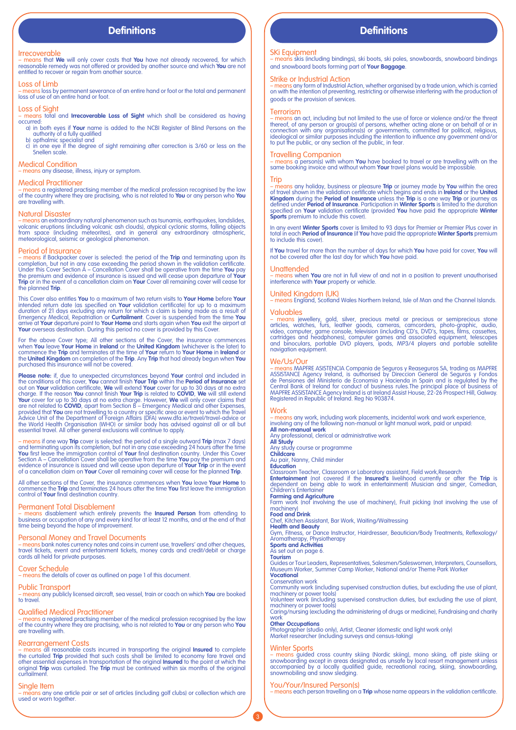# Definitions

## Irrecoverable
– means that **We** will only cover costs that **You** have not already recovered, for which reasonable remedy was not offered or provided by another source and which **You** are not entitled to recover or regain from another source.

## Loss of Limb
– means loss by permanent severance of an entire hand or foot or the total and permanent loss of use of an entire hand or foot.

## Loss of Sight
– means total and **Irrecoverable Loss of Sight** which shall be considered as having occurred:

a) in both eyes if **Your** name is added to the NCBI Register of Blind Persons on the authority of a fully qualified
b) opthalmic specialist and
c) in one eye if the degree of sight remaining after correction is 3/60 or less on the Snellen scale.

## Medical Condition
– means any disease, illness, injury or symptom.

## Medical Practitioner
– means a registered practising member of the medical profession recognised by the law of the country where they are practising, who is not related to **You** or any person who **You** are travelling with.

## Natural Disaster
– means an extraordinary natural phenomenon such as tsunamis, earthquakes, landslides, volcanic eruptions (including volcanic ash clouds), atypical cyclonic storms, falling objects from space (including meteorites), and in general any extraordinary atmospheric, meteorological, seismic or geological phenomenon.

## Period of Insurance
– means if Backpacker cover is selected: the period of the **Trip** and terminating upon its completion, but not in any case exceeding the period shown in the validation certificate. Under this Cover Section A – Cancellation Cover shall be operative from the time **You** pay the premium and evidence of insurance is issued and will cease upon departure of **Your Trip** or in the event of a cancellation claim on **Your** Cover all remaining cover will cease for the planned **Trip**.

This Cover also entitles **You** to a maximum of two return visits to **Your Home** before **Your** intended return date (as specified on **Your** validation certificate) for up to a maximum duration of 21 days excluding any return for which a claim is being made as a result of Emergency Medical, Repatriation or **Curtailment**. Cover is suspended from the time **You** arrive at **Your** departure point to **Your Home** and starts again when **You** exit the airport at **Your** overseas destination. During this period no cover is provided by this Cover.

For the above Cover type; All other sections of the Cover, the insurance commences when **You** leave **Your Home** in **Ireland** or the **United Kingdom** (whichever is the later) to commence the **Trip** and terminates at the time of **Your** return to **Your Home** in **Ireland** or the **United Kingdom** on completion of the **Trip**. Any **Trip** that had already begun when **You** purchased this insurance will not be covered.

**Please note:** if, due to unexpected circumstances beyond **Your** control and included in the conditions of this cover, **You** cannot finish **Your Trip** within the **Period of Insurance** set out on **Your** validation certificate, **We** will extend **Your** cover for up to 30 days at no extra charge. If the reason **You** cannot finish **Your Trip** is related to **COVID**, **We** will still extend **Your** cover for up to 30 days at no extra charge. However, **We** will only cover claims that are not related to **COVID**, apart from Section B – Emergency Medical and other Expenses, provided that **You** are not travelling to a country or specific area or event to which the Travel Advice Unit of the Department of Foreign Affairs (DFA) www.dfa.ie/travel/travel-advice or the World Health Organisation (WHO) or similar body has advised against all or all but essential travel. All other general exclusions will continue to apply.

– means if one way **Trip** cover is selected: the period of a single outward **Trip** (max 7 days) and terminating upon its completion, but not in any case exceeding 24 hours after the time **You** first leave the immigration control of **Your** final destination country. Under this Cover Section A – Cancellation Cover shall be operative from the time **You** pay the premium and evidence of insurance is issued and will cease upon departure of **Your Trip** or in the event of a cancellation claim on **Your** Cover all remaining cover will cease for the planned **Trip**.

All other sections of the Cover, the insurance commences when **You** leave **Your Home** to commence the **Trip** and terminates 24 hours after the time **You** first leave the immigration control of **Your** final destination country.

## Permanent Total Disablement
– means disablement which entirely prevents the **Insured Person** from attending to business or occupation of any and every kind for at least 12 months, and at the end of that time being beyond the hope of improvement.

## Personal Money and Travel Documents
– means bank notes currency notes and coins in current use, travellers' and other cheques, travel tickets, event and entertainment tickets, money cards and credit/debit or charge cards all held for private purposes.

## Cover Schedule
– means the details of cover as outlined on page 1 of this document.

## Public Transport
– means any publicly licensed aircraft, sea vessel, train or coach on which **You** are booked to travel.

## Qualified Medical Practitioner
– means a registered practising member of the medical profession recognised by the law of the country where they are practising, who is not related to **You** or any person who **You** are travelling with.

## Rearrangement Costs
– means all reasonable costs incurred in transporting the original **Insured** to complete the curtailed **Trip** provided that such costs shall be limited to economy fare travel and other essential expenses in transportation of the original **Insured** to the point at which the original **Trip** was curtailed. The **Trip** must be continued within six months of the original curtailment.

## Single Item
– means any one article pair or set of articles (including golf clubs) or collection which are used or worn together.

# Definitions

## SKi Equipment
– means skis (including bindings), ski boots, ski poles, snowboards, snowboard bindings and snowboard boots forming part of **Your Baggage**.

## Strike or Industrial Action
– means any form of Industrial Action, whether organised by a trade union, which is carried on with the intention of preventing, restricting or otherwise interfering with the production of goods or the provision of services.

## Terrorism
– means an act, including but not limited to the use of force or violence and/or the threat thereof, of any person or group(s) of persons, whether acting alone or on behalf of or in connection with any organisations(s) or governments, committed for political, religious, ideological or similar purposes including the intention to influence any government and/or to put the public, or any section of the public, in fear.

## Travelling Companion
– means a person(s) with whom **You** have booked to travel or are travelling with on the same booking invoice and without whom **Your** travel plans would be impossible.

## Trip
– means any holiday, business or pleasure **Trip** or journey made by **You** within the area of travel shown in the validation certificate which begins and ends in **Ireland** or the **United Kingdom** during the **Period of Insurance** unless the **Trip** is a one way **Trip** or journey as defined under **Period of Insurance**. Participation in **Winter Sports** is limited to the duration specified on **Your** validation certificate (provided **You** have paid the appropriate **Winter Sports** premium to include this cover).

In any event **Winter Sports** cover is limited to 93 days for Premier or Premier Plus cover in total in each **Period of Insurance** (if **You** have paid the appropriate **Winter Sports** premium to include this cover).

If **You** travel for more than the number of days for which **You** have paid for cover, **You** will not be covered after the last day for which **You** have paid.

## Unattended
– means when **You** are not in full view of and not in a position to prevent unauthorised interference with **Your** property or vehicle.

## United Kingdom (UK)
– means England, Scotland Wales Northern Ireland, Isle of Man and the Channel Islands.

## Valuables
– means jewellery, gold, silver, precious metal or precious or semiprecious stone articles, watches, furs, leather goods, cameras, camcorders, photo-graphic, audio, video, computer, game console, television (including CD's, DVD's, tapes, films, cassettes, cartridges and headphones), computer games and associated equipment, telescopes and binoculars, portable DVD players, ipods, MP3/4 players and portable satellite navigation equipment.

## We/Us/Our
– means MAPFRE ASISTENCIA Compania de Seguros y Reaseguros SA, trading as MAPFRE ASSISTANCE Agency Ireland, is authorised by Direccion General de Seguros y Fondos de Pensiones del Ministerio de Economia y Hacienda in Spain and is regulated by the Central Bank of Ireland for conduct of business rules.The principal place of business of MAPFRE ASSISTANCE Agency Ireland is at Ireland Assist House, 22-26 Prospect Hill, Galway. Registered in Republic of Ireland. Reg No 903874.

## Work
– means any work, including work placements, incidental work and work experience, involving any of the following non-manual or light manual work, paid or unpaid:

**All non-manual work**
Any professional, clerical or administrative work

**All Study**
Any study course or programme

**Childcare**
Au pair, Nanny, Child minder

**Education**
Classroom Teacher, Classroom or Laboratory assistant, Field work,Research

**Entertainment** (not covered if the **Insured's** livelihood currently or after the **Trip** is dependent on being able to work in entertainment) Musician and singer, Comedian, Children's Entertainer

**Farming and Agriculture**
Farm work (not involving the use of machinery), Fruit picking (not involving the use of machinery)

**Food and Drink**
Chef, Kitchen Assistant, Bar Work, Waiting/Waitressing

**Health and Beauty**
Gym, Fitness, or Dance Instructor, Hairdresser, Beautician/Body Treatments, Reflexology/ Aromatherapy, Physiotherapy

**Sports and Activities**
As set out on page 6.

**Tourism**
Guides or Tour Leaders, Representatives, Salesmen/Saleswomen, Interpreters, Counsellors, Museum Worker, Summer Camp Worker, National and/or Theme Park Worker

**Vocational**
Conservation work
Community work (including supervised construction duties, but excluding the use of plant, machinery or power tools)
Volunteer work (including supervised construction duties, but excluding the use of plant, machinery or power tools)
Caring/nursing (excluding the administering of drugs or medicine), Fundraising and charity work

**Other Occupations**
Photographer (studio only), Artist, Cleaner (domestic and light work only)
Market researcher (including surveys and census-taking)

## Winter Sports
– means guided cross country skiing (Nordic skiing), mono skiing, off piste skiing or snowboarding except in areas designated as unsafe by local resort management unless accompanied by a locally qualified guide, recreational racing, skiing, snowboarding, snowmobiling and snow sledging.

## You/Your/Insured Person(s)
– means each person travelling on a **Trip** whose name appears in the validation certificate.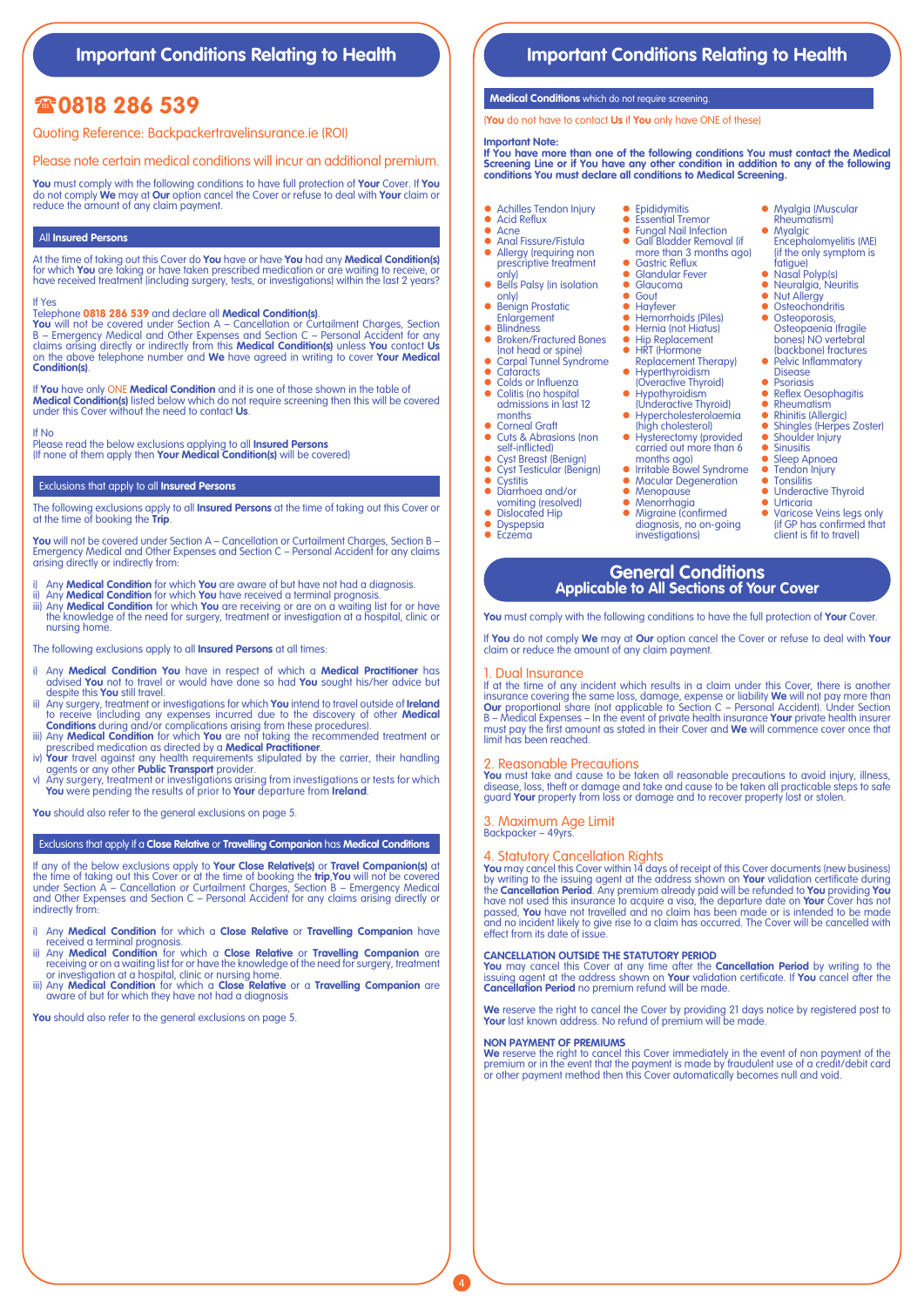## Important Conditions Relating to Health

**☎0818 286 539**

Quoting Reference: Backpackertravelinsurance.ie (ROI)

Please note certain medical conditions will incur an additional premium.

**You** must comply with the following conditions to have full protection of **Your** Cover. If **You** do not comply **We** may at **Our** option cancel the Cover or refuse to deal with **Your** claim or reduce the amount of any claim payment.

### All Insured Persons

At the time of taking out this Cover do **You** have or have **You** had any **Medical Condition(s)** for which **You** are taking or have taken prescribed medication or are waiting to receive, or have received treatment (including surgery, tests, or investigations) within the last 2 years?

If Yes
Telephone **0818 286 539** and declare all **Medical Condition(s)**.
**You** will not be covered under Section A – Cancellation or Curtailment Charges, Section B – Emergency Medical and Other Expenses and Section C – Personal Accident for any claims arising directly or indirectly from this **Medical Condition(s)** unless **You** contact **Us** on the above telephone number and **We** have agreed in writing to cover **Your Medical Condition(s)**.

If **You** have only ONE **Medical Condition** and it is one of those shown in the table of **Medical Condition(s)** listed below which do not require screening then this will be covered under this Cover without the need to contact **Us**.

If No
Please read the below exclusions applying to all **Insured Persons**
(If none of them apply then **Your Medical Condition(s)** will be covered)

### Exclusions that apply to all Insured Persons

The following exclusions apply to all **Insured Persons** at the time of taking out this Cover or at the time of booking the **Trip**.

**You** will not be covered under Section A – Cancellation or Curtailment Charges, Section B – Emergency Medical and Other Expenses and Section C – Personal Accident for any claims arising directly or indirectly from:

i) Any **Medical Condition** for which **You** are aware of but have not had a diagnosis.
ii) Any **Medical Condition** for which **You** have received a terminal prognosis.
iii) Any **Medical Condition** for which **You** are receiving or are on a waiting list for or have the knowledge of the need for surgery, treatment or investigation at a hospital, clinic or nursing home.

The following exclusions apply to all **Insured Persons** at all times:

i) Any **Medical Condition You** have in respect of which a **Medical Practitioner** has advised **You** not to travel or would have done so had **You** sought his/her advice but despite this **You** still travel.
ii) Any surgery, treatment or investigations for which **You** intend to travel outside of **Ireland** to receive (including any expenses incurred due to the discovery of other **Medical Conditions** during and/or complications arising from these procedures).
iii) Any **Medical Condition** for which **You** are not taking the recommended treatment or prescribed medication as directed by a **Medical Practitioner**.
iv) **Your** travel against any health requirements stipulated by the carrier, their handling agents or any other **Public Transport** provider.
v) Any surgery, treatment or investigations arising from investigations or tests for which **You** were pending the results of prior to **Your** departure from **Ireland**.

**You** should also refer to the general exclusions on page 5.

### Exclusions that apply if a Close Relative or Travelling Companion has Medical Conditions

If any of the below exclusions apply to **Your Close Relative(s)** or **Travel Companion(s)** at the time of taking out this Cover or at the time of booking the **trip**,**You** will not be covered under Section A – Cancellation or Curtailment Charges, Section B – Emergency Medical and Other Expenses and Section C – Personal Accident for any claims arising directly or indirectly from:

i) Any **Medical Condition** for which a **Close Relative** or **Travelling Companion** have received a terminal prognosis.
ii) Any **Medical Condition** for which a **Close Relative** or **Travelling Companion** are receiving or on a waiting list for or have the knowledge of the need for surgery, treatment or investigation at a hospital, clinic or nursing home.
iii) Any **Medical Condition** for which a **Close Relative** or a **Travelling Companion** are aware of but for which they have not had a diagnosis

**You** should also refer to the general exclusions on page 5.

## Important Conditions Relating to Health

### Medical Conditions which do not require screening.

(**You** do not have to contact **Us** if **You** only have ONE of these)

**Important Note:**
**If You have more than one of the following conditions You must contact the Medical Screening Line or if You have any other condition in addition to any of the following conditions You must declare all conditions to Medical Screening.**

- Achilles Tendon Injury
- Acid Reflux
- Acne
- Anal Fissure/Fistula
- Allergy (requiring non prescriptive treatment only)
- Bells Palsy (in isolation only)
- Benign Prostatic Enlargement
- Blindness
- Broken/Fractured Bones (not head or spine)
- Carpal Tunnel Syndrome
- Cataracts
- Colds or Influenza
- Colitis (no hospital admissions in last 12 months
- Corneal Graft
- Cuts & Abrasions (non self-inflicted)
- Cyst Breast (Benign)
- Cyst Testicular (Benign)
- Cystitis
- Diarrhoea and/or vomiting (resolved)
- Dislocated Hip
- Dyspepsia
- Eczema
- Epididymitis
- Essential Tremor
- Fungal Nail Infection
- Gall Bladder Removal (if more than 3 months ago)
- Gastric Reflux
- Glandular Fever
- Glaucoma
- Gout
- Hayfever
- Hemorrhoids (Piles)
- Hernia (not Hiatus)
- Hip Replacement
- HRT (Hormone Replacement Therapy)
- Hyperthyroidism (Overactive Thyroid)
- Hypothyroidism (Underactive Thyroid)
- Hypercholesterolaemia (high cholesterol)
- Hysterectomy (provided carried out more than 6 months ago)
- Irritable Bowel Syndrome
- Macular Degeneration
- Menopause
- Menorrhagia
- Migraine (confirmed diagnosis, no on-going investigations)
- Myalgia (Muscular Rheumatism)
- Myalgic Encephalomyelitis (ME) (if the only symptom is fatigue)
- Nasal Polyp(s)
- Neuralgia, Neuritis
- Nut Allergy
- Osteochondritis
- Osteoporosis, Osteopaenia (fragile bones) NO vertebral (backbone) fractures
- Pelvic Inflammatory Disease
- Psoriasis
- Reflex Oesophagitis
- Rheumatism
- Rhinitis (Allergic)
- Shingles (Herpes Zoster)
- Shoulder Injury
- Sinusitis
- Sleep Apnoea
- Tendon Injury
- Tonsilitis
- Underactive Thyroid
- Urticaria
- Varicose Veins legs only (if GP has confirmed that client is fit to travel)

## General Conditions
### Applicable to All Sections of Your Cover

**You** must comply with the following conditions to have the full protection of **Your** Cover.

If **You** do not comply **We** may at **Our** option cancel the Cover or refuse to deal with **Your** claim or reduce the amount of any claim payment.

### 1. Dual Insurance
If at the time of any incident which results in a claim under this Cover, there is another insurance covering the same loss, damage, expense or liability **We** will not pay more than **Our** proportional share (not applicable to Section C – Personal Accident). Under Section B – Medical Expenses – In the event of private health insurance **Your** private health insurer must pay the first amount as stated in their Cover and **We** will commence cover once that limit has been reached.

### 2. Reasonable Precautions
**You** must take and cause to be taken all reasonable precautions to avoid injury, illness, disease, loss, theft or damage and take and cause to be taken all practicable steps to safe guard **Your** property from loss or damage and to recover property lost or stolen.

### 3. Maximum Age Limit
Backpacker – 49yrs.

### 4. Statutory Cancellation Rights
**You** may cancel this Cover within 14 days of receipt of this Cover documents (new business) by writing to the issuing agent at the address shown on **Your** validation certificate during the **Cancellation Period**. Any premium already paid will be refunded to **You** providing **You** have not used this insurance to acquire a visa, the departure date on **Your** Cover has not passed, **You** have not travelled and no claim has been made or is intended to be made and no incident likely to give rise to a claim has occurred. The Cover will be cancelled with effect from its date of issue.

**CANCELLATION OUTSIDE THE STATUTORY PERIOD**
**You** may cancel this Cover at any time after the **Cancellation Period** by writing to the issuing agent at the address shown on **Your** validation certificate. If **You** cancel after the **Cancellation Period** no premium refund will be made.

**We** reserve the right to cancel the Cover by providing 21 days notice by registered post to **Your** last known address. No refund of premium will be made.

**NON PAYMENT OF PREMIUMS**
**We** reserve the right to cancel this Cover immediately in the event of non payment of the premium or in the event that the payment is made by fraudulent use of a credit/debit card or other payment method then this Cover automatically becomes null and void.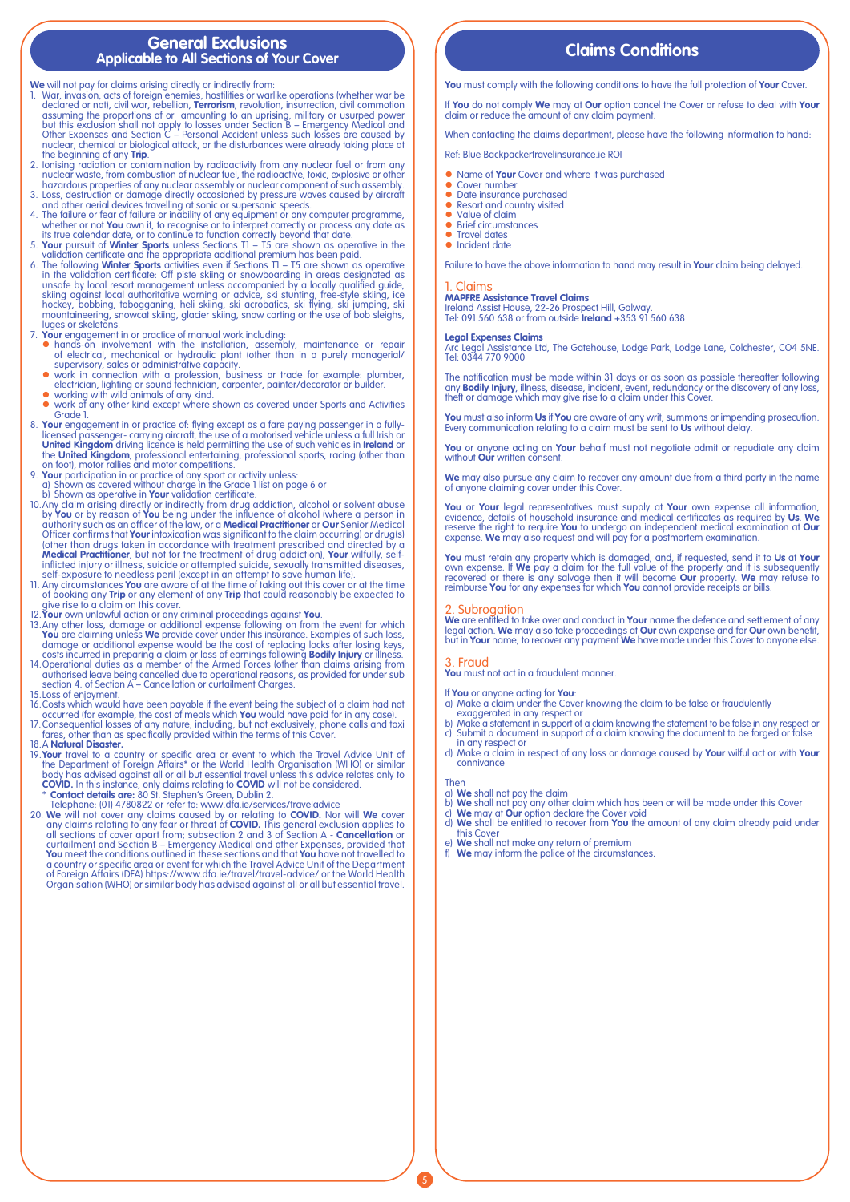## General Exclusions
### Applicable to All Sections of Your Cover

**We** will not pay for claims arising directly or indirectly from:

1. War, invasion, acts of foreign enemies, hostilities or warlike operations (whether war be declared or not), civil war, rebellion, **Terrorism**, revolution, insurrection, civil commotion assuming the proportions of or amounting to an uprising, military or usurped power but this exclusion shall not apply to losses under Section B – Emergency Medical and Other Expenses and Section C – Personal Accident unless such losses are caused by nuclear, chemical or biological attack, or the disturbances were already taking place at the beginning of any **Trip**.
2. Ionising radiation or contamination by radioactivity from any nuclear fuel or from any nuclear waste, from combustion of nuclear fuel, the radioactive, toxic, explosive or other hazardous properties of any nuclear assembly or nuclear component of such assembly.
3. Loss, destruction or damage directly occasioned by pressure waves caused by aircraft and other aerial devices travelling at sonic or supersonic speeds.
4. The failure or fear of failure or inability of any equipment or any computer programme, whether or not **You** own it, to recognise or to interpret correctly or process any date as its true calendar date, or to continue to function correctly beyond that date.
5. **Your** pursuit of **Winter Sports** unless Sections T1 – T5 are shown as operative in the validation certificate and the appropriate additional premium has been paid.
6. The following **Winter Sports** activities even if Sections T1 – T5 are shown as operative in the validation certificate: Off piste skiing or snowboarding in areas designated as unsafe by local resort management unless accompanied by a locally qualified guide, skiing against local authoritative warning or advice, ski stunting, free-style skiing, ice hockey, bobbing, tobogganing, heli skiing, ski acrobatics, ski flying, ski jumping, ski mountaineering, snowcat skiing, glacier skiing, snow carting or the use of bob sleighs, luges or skeletons.
7. **Your** engagement in or practice of manual work including:
   - hands-on involvement with the installation, assembly, maintenance or repair of electrical, mechanical or hydraulic plant (other than in a purely managerial/supervisory, sales or administrative capacity.
   - work in connection with a profession, business or trade for example: plumber, electrician, lighting or sound technician, carpenter, painter/decorator or builder.
   - working with wild animals of any kind.
   - work of any other kind except where shown as covered under Sports and Activities Grade 1.
8. **Your** engagement in or practice of: flying except as a fare paying passenger in a fully-licensed passenger- carrying aircraft, the use of a motorised vehicle unless a full Irish or **United Kingdom** driving licence is held permitting the use of such vehicles in **Ireland** or the **United Kingdom**, professional entertaining, professional sports, racing (other than on foot), motor rallies and motor competitions.
9. **Your** participation in or practice of any sport or activity unless:
   a) Shown as covered without charge in the Grade 1 list on page 6 or
   b) Shown as operative in **Your** validation certificate.
10. Any claim arising directly or indirectly from drug addiction, alcohol or solvent abuse by **You** or by reason of **You** being under the influence of alcohol (where a person in authority such as an officer of the law, or a **Medical Practitioner** or **Our** Senior Medical Officer confirms that **Your** intoxication was significant to the claim occurring) or drug(s) (other than drugs taken in accordance with treatment prescribed and directed by a **Medical Practitioner**, but not for the treatment of drug addiction), **Your** wilfully, self-inflicted injury or illness, suicide or attempted suicide, sexually transmitted diseases, self-exposure to needless peril (except in an attempt to save human life).
11. Any circumstances **You** are aware of at the time of taking out this cover or at the time of booking any **Trip** or any element of any **Trip** that could reasonably be expected to give rise to a claim on this cover.
12. **Your** own unlawful action or any criminal proceedings against **You**.
13. Any other loss, damage or additional expense following on from the event for which **You** are claiming unless **We** provide cover under this insurance. Examples of such loss, damage or additional expense would be the cost of replacing locks after losing keys, costs incurred in preparing a claim or loss of earnings following **Bodily Injury** or illness.
14. Operational duties as a member of the Armed Forces (other than claims arising from authorised leave being cancelled due to operational reasons, as provided for under sub section 4. of Section A – Cancellation or curtailment Charges.
15. Loss of enjoyment.
16. Costs which would have been payable if the event being the subject of a claim had not occurred (for example, the cost of meals which **You** would have paid for in any case).
17. Consequential losses of any nature, including, but not exclusively, phone calls and taxi fares, other than as specifically provided within the terms of this Cover.
18. A **Natural Disaster.**
19. **Your** travel to a country or specific area or event to which the Travel Advice Unit of the Department of Foreign Affairs* or the World Health Organisation (WHO) or similar body has advised against all or all but essential travel unless this advice relates only to **COVID.** In this instance, only claims relating to **COVID** will not be considered.
    \* **Contact details are:** 80 St. Stephen's Green, Dublin 2.
    Telephone: (01) 4780822 or refer to: www.dfa.ie/services/traveladvice
20. **We** will not cover any claims caused by or relating to **COVID.** Nor will **We** cover any claims relating to any fear or threat of **COVID.** This general exclusion applies to all sections of cover apart from; subsection 2 and 3 of Section A - **Cancellation** or curtailment and Section B – Emergency Medical and other Expenses, provided that **You** meet the conditions outlined in these sections and that **You** have not travelled to a country or specific area or event for which the Travel Advice Unit of the Department of Foreign Affairs (DFA) https://www.dfa.ie/travel/travel-advice/ or the World Health Organisation (WHO) or similar body has advised against all or all but essential travel.

## Claims Conditions

**You** must comply with the following conditions to have the full protection of **Your** Cover.

If **You** do not comply **We** may at **Our** option cancel the Cover or refuse to deal with **Your** claim or reduce the amount of any claim payment.

When contacting the claims department, please have the following information to hand:

Ref: Blue Backpackertravelinsurance.ie ROI

- Name of **Your** Cover and where it was purchased
- Cover number
- Date insurance purchased
- Resort and country visited
- Value of claim
- Brief circumstances
- Travel dates
- Incident date

Failure to have the above information to hand may result in **Your** claim being delayed.

### 1. Claims

**MAPFRE Assistance Travel Claims**
Ireland Assist House, 22-26 Prospect Hill, Galway.
Tel: 091 560 638 or from outside **Ireland** +353 91 560 638

**Legal Expenses Claims**
Arc Legal Assistance Ltd, The Gatehouse, Lodge Park, Lodge Lane, Colchester, CO4 5NE.
Tel: 0344 770 9000

The notification must be made within 31 days or as soon as possible thereafter following any **Bodily Injury**, illness, disease, incident, event, redundancy or the discovery of any loss, theft or damage which may give rise to a claim under this Cover.

**You** must also inform **Us** if **You** are aware of any writ, summons or impending prosecution. Every communication relating to a claim must be sent to **Us** without delay.

**You** or anyone acting on **Your** behalf must not negotiate admit or repudiate any claim without **Our** written consent.

**We** may also pursue any claim to recover any amount due from a third party in the name of anyone claiming cover under this Cover.

**You** or **Your** legal representatives must supply at **Your** own expense all information, evidence, details of household insurance and medical certificates as required by **Us**. **We** reserve the right to require **You** to undergo an independent medical examination at **Our** expense. **We** may also request and will pay for a postmortem examination.

**You** must retain any property which is damaged, and, if requested, send it to **Us** at **Your** own expense. If **We** pay a claim for the full value of the property and it is subsequently recovered or there is any salvage then it will become **Our** property. **We** may refuse to reimburse **You** for any expenses for which **You** cannot provide receipts or bills.

### 2. Subrogation

**We** are entitled to take over and conduct in **Your** name the defence and settlement of any legal action. **We** may also take proceedings at **Our** own expense and for **Our** own benefit, but in **Your** name, to recover any payment **We** have made under this Cover to anyone else.

### 3. Fraud

**You** must not act in a fraudulent manner.

If **You** or anyone acting for **You**:

a) Make a claim under the Cover knowing the claim to be false or fraudulently exaggerated in any respect or
b) Make a statement in support of a claim knowing the statement to be false in any respect or
c) Submit a document in support of a claim knowing the document to be forged or false in any respect or
d) Make a claim in respect of any loss or damage caused by **Your** wilful act or with **Your** connivance

Then

a) **We** shall not pay the claim
b) **We** shall not pay any other claim which has been or will be made under this Cover
c) **We** may at **Our** option declare the Cover void
d) **We** shall be entitled to recover from **You** the amount of any claim already paid under this Cover
e) **We** shall not make any return of premium
f) **We** may inform the police of the circumstances.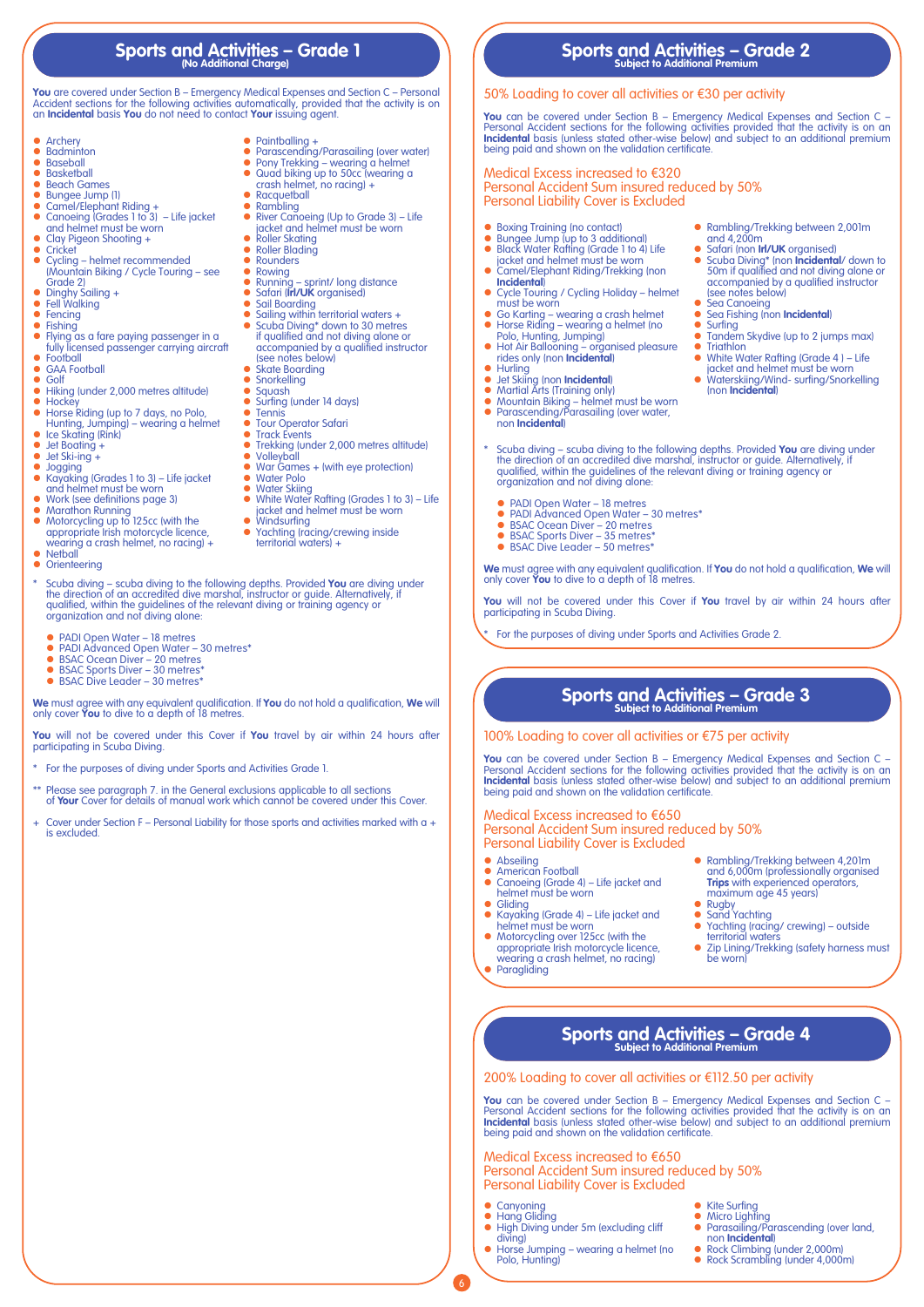## Sports and Activities – Grade 1
**(No Additional Charge)**

**You** are covered under Section B – Emergency Medical Expenses and Section C – Personal Accident sections for the following activities automatically, provided that the activity is on an **Incidental** basis **You** do not need to contact **Your** issuing agent.

- Archery
- Badminton
- Baseball
- Basketball
- Beach Games
- Bungee Jump (1)
- Camel/Elephant Riding +
- Canoeing (Grades 1 to 3) – Life jacket and helmet must be worn
- Clay Pigeon Shooting +
- Cricket
- Cycling – helmet recommended (Mountain Biking / Cycle Touring – see Grade 2)
- Dinghy Sailing +
- Fell Walking
- Fencing
- Fishing
- Flying as a fare paying passenger in a fully licensed passenger carrying aircraft
- Football
- GAA Football
- Golf
- Hiking (under 2,000 metres altitude)
- Hockey
- Horse Riding (up to 7 days, no Polo, Hunting, Jumping) – wearing a helmet
- Ice Skating (Rink)
- Jet Boating +
- Jet Ski-ing +
- Jogging
- Kayaking (Grades 1 to 3) – Life jacket and helmet must be worn
- Work (see definitions page 3)
- Marathon Running
- Motorcycling up to 125cc (with the appropriate Irish motorcycle licence, wearing a crash helmet, no racing) +
- Netball
- Orienteering
- Paintballing +
- Parascending/Parasailing (over water)
- Pony Trekking – wearing a helmet
- Quad biking up to 50cc (wearing a crash helmet, no racing) +
- Racquetball
- Rambling
- River Canoeing (Up to Grade 3) – Life jacket and helmet must be worn
- Roller Skating
- Roller Blading
- Rounders
- Rowing
- Running – sprint/ long distance
- Safari (**Irl/UK** organised)
- Sail Boarding
- Sailing within territorial waters +
- Scuba Diving* down to 30 metres if qualified and not diving alone or accompanied by a qualified instructor (see notes below)
- Skate Boarding
- Snorkelling
- Squash
- Surfing (under 14 days)
- Tennis
- Tour Operator Safari
- Track Events
- Trekking (under 2,000 metres altitude)
- Volleyball
- War Games + (with eye protection)
- Water Polo
- Water Skiing
- White Water Rafting (Grades 1 to 3) – Life jacket and helmet must be worn
- Windsurfing
- Yachting (racing/crewing inside territorial waters) +

\* Scuba diving – scuba diving to the following depths. Provided **You** are diving under the direction of an accredited dive marshal, instructor or guide. Alternatively, if qualified, within the guidelines of the relevant diving or training agency or organization and not diving alone:

- PADI Open Water – 18 metres
- PADI Advanced Open Water – 30 metres*
- BSAC Ocean Diver – 20 metres
- BSAC Sports Diver – 30 metres*
- BSAC Dive Leader – 30 metres*

**We** must agree with any equivalent qualification. If **You** do not hold a qualification, **We** will only cover **You** to dive to a depth of 18 metres.

**You** will not be covered under this Cover if **You** travel by air within 24 hours after participating in Scuba Diving.

\* For the purposes of diving under Sports and Activities Grade 1.

\*\* Please see paragraph 7. in the General exclusions applicable to all sections of **Your** Cover for details of manual work which cannot be covered under this Cover.

\+ Cover under Section F – Personal Liability for those sports and activities marked with a + is excluded.

## Sports and Activities – Grade 2
**Subject to Additional Premium**

### 50% Loading to cover all activities or €30 per activity

**You** can be covered under Section B – Emergency Medical Expenses and Section C – Personal Accident sections for the following activities provided that the activity is on an **Incidental** basis (unless stated other-wise below) and subject to an additional premium being paid and shown on the validation certificate.

### Medical Excess increased to €320
### Personal Accident Sum insured reduced by 50%
### Personal Liability Cover is Excluded

- Boxing Training (no contact)
- Bungee Jump (up to 3 additional)
- Black Water Rafting (Grade 1 to 4) Life jacket and helmet must be worn
- Camel/Elephant Riding/Trekking (non **Incidental**)
- Cycle Touring / Cycling Holiday – helmet must be worn
- Go Karting – wearing a crash helmet
- Horse Riding – wearing a helmet (no Polo, Hunting, Jumping)
- Hot Air Ballooning – organised pleasure rides only (non **Incidental**)
- Hurling
- Jet Skiing (non **Incidental**)
- Martial Arts (Training only)
- Mountain Biking – helmet must be worn
- Parascending/Parasailing (over water, non **Incidental**)
- Rambling/Trekking between 2,001m and 4,200m
- Safari (non **Irl/UK** organised)
- Scuba Diving* (non **Incidental**/ down to 50m if qualified and not diving alone or accompanied by a qualified instructor (see notes below)
- Sea Canoeing
- Sea Fishing (non **Incidental**)
- Surfing
- Tandem Skydive (up to 2 jumps max)
- Triathlon
- White Water Rafting (Grade 4 ) – Life jacket and helmet must be worn
- Waterskiing/Wind- surfing/Snorkelling (non **Incidental**)

\* Scuba diving – scuba diving to the following depths. Provided **You** are diving under the direction of an accredited dive marshal, instructor or guide. Alternatively, if qualified, within the guidelines of the relevant diving or training agency or organization and not diving alone:

- PADI Open Water – 18 metres
- PADI Advanced Open Water – 30 metres*
- BSAC Ocean Diver – 20 metres
- BSAC Sports Diver – 35 metres*
- BSAC Dive Leader – 50 metres*

**We** must agree with any equivalent qualification. If **You** do not hold a qualification, **We** will only cover **You** to dive to a depth of 18 metres.

**You** will not be covered under this Cover if **You** travel by air within 24 hours after participating in Scuba Diving.

\* For the purposes of diving under Sports and Activities Grade 2.

## Sports and Activities – Grade 3
**Subject to Additional Premium**

### 100% Loading to cover all activities or €75 per activity

**You** can be covered under Section B – Emergency Medical Expenses and Section C – Personal Accident sections for the following activities provided that the activity is on an **Incidental** basis (unless stated other-wise below) and subject to an additional premium being paid and shown on the validation certificate.

### Medical Excess increased to €650
### Personal Accident Sum insured reduced by 50%
### Personal Liability Cover is Excluded

- Abseiling
- American Football
- Canoeing (Grade 4) – Life jacket and helmet must be worn
- Gliding
- Kayaking (Grade 4) – Life jacket and helmet must be worn
- Motorcycling over 125cc (with the appropriate Irish motorcycle licence, wearing a crash helmet, no racing)
- Paragliding
- Rambling/Trekking between 4,201m and 6,000m (professionally organised **Trips** with experienced operators, maximum age 45 years)
- Rugby
- Sand Yachting
- Yachting (racing/ crewing) – outside territorial waters
- Zip Lining/Trekking (safety harness must be worn)

## Sports and Activities – Grade 4
**Subject to Additional Premium**

### 200% Loading to cover all activities or €112.50 per activity

**You** can be covered under Section B – Emergency Medical Expenses and Section C – Personal Accident sections for the following activities provided that the activity is on an **Incidental** basis (unless stated other-wise below) and subject to an additional premium being paid and shown on the validation certificate.

### Medical Excess increased to €650
### Personal Accident Sum insured reduced by 50%
### Personal Liability Cover is Excluded

- Canyoning
- Hang Gliding
- High Diving under 5m (excluding cliff diving)
- Horse Jumping – wearing a helmet (no Polo, Hunting)
- Kite Surfing
- Micro Lighting
- Parasailing/Parascending (over land, non **Incidental**)
- Rock Climbing (under 2,000m)
- Rock Scrambling (under 4,000m)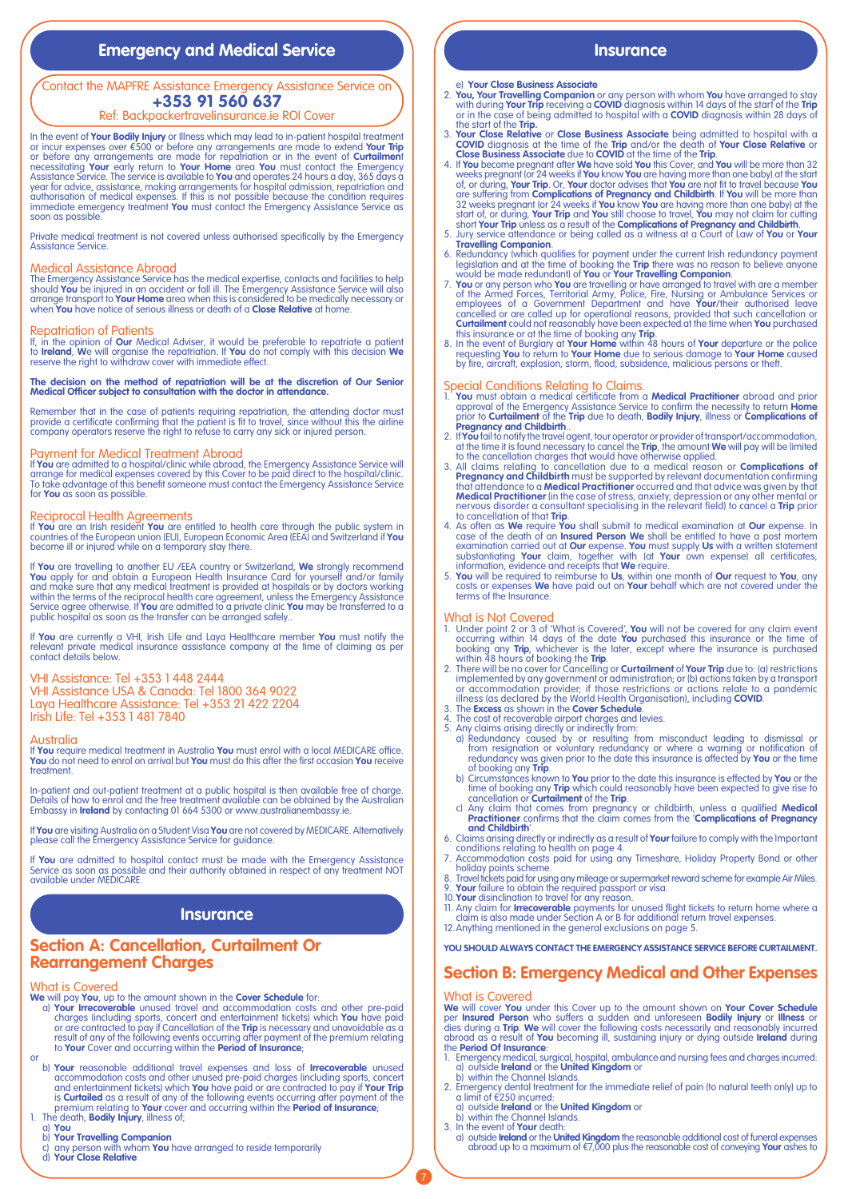## Emergency and Medical Service

Contact the MAPFRE Assistance Emergency Assistance Service on
**+353 91 560 637**
Ref: Backpackertravelinsurance.ie ROI Cover

In the event of **Your Bodily Injury** or Illness which may lead to in-patient hospital treatment or incur expenses over €500 or before any arrangements are made to extend **Your Trip** or before any arrangements are made for repatriation or in the event of **Curtailment** necessitating **Your** early return to **Your Home** area **You** must contact the Emergency Assistance Service. The service is available to **You** and operates 24 hours a day, 365 days a year for advice, assistance, making arrangements for hospital admission, repatriation and authorisation of medical expenses. If this is not possible because the condition requires immediate emergency treatment **You** must contact the Emergency Assistance Service as soon as possible.

Private medical treatment is not covered unless authorised specifically by the Emergency Assistance Service.

### Medical Assistance Abroad

The Emergency Assistance Service has the medical expertise, contacts and facilities to help should **You** be injured in an accident or fall ill. The Emergency Assistance Service will also arrange transport to **Your Home** area when this is considered to be medically necessary or when **You** have notice of serious illness or death of a **Close Relative** at home.

### Repatriation of Patients

If, in the opinion of **Our** Medical Adviser, it would be preferable to repatriate a patient to **Ireland**, **We** will organise the repatriation. If **You** do not comply with this decision **We** reserve the right to withdraw cover with immediate effect.

**The decision on the method of repatriation will be at the discretion of Our Senior Medical Officer subject to consultation with the doctor in attendance.**

Remember that in the case of patients requiring repatriation, the attending doctor must provide a certificate confirming that the patient is fit to travel, since without this the airline company operators reserve the right to refuse to carry any sick or injured person.

### Payment for Medical Treatment Abroad

If **You** are admitted to a hospital/clinic while abroad, the Emergency Assistance Service will arrange for medical expenses covered by this Cover to be paid direct to the hospital/clinic. To take advantage of this benefit someone must contact the Emergency Assistance Service for **You** as soon as possible.

### Reciprocal Health Agreements

If **You** are an Irish resident **You** are entitled to health care through the public system in countries of the European union (EU), European Economic Area (EEA) and Switzerland if **You** become ill or injured while on a temporary stay there.

If **You** are travelling to another EU /EEA country or Switzerland, **We** strongly recommend **You** apply for and obtain a European Health Insurance Card for yourself and/or family and make sure that any medical treatment is provided at hospitals or by doctors working within the terms of the reciprocal health care agreement, unless the Emergency Assistance Service agree otherwise. If **You** are admitted to a private clinic **You** may be transferred to a public hospital as soon as the transfer can be arranged safely..

If **You** are currently a VHI, Irish Life and Laya Healthcare member **You** must notify the relevant private medical insurance assistance company at the time of claiming as per contact details below.

VHI Assistance: Tel +353 1 448 2444
VHI Assistance USA & Canada: Tel 1800 364 9022
Laya Healthcare Assistance: Tel +353 21 422 2204
Irish Life: Tel +353 1 481 7840

### Australia

If **You** require medical treatment in Australia **You** must enrol with a local MEDICARE office. **You** do not need to enrol on arrival but **You** must do this after the first occasion **You** receive treatment.

In-patient and out-patient treatment at a public hospital is then available free of charge. Details of how to enrol and the free treatment available can be obtained by the Australian Embassy in **Ireland** by contacting 01 664 5300 or www.australianembassy.ie.

If **You** are visiting Australia on a Student Visa **You** are not covered by MEDICARE. Alternatively please call the Emergency Assistance Service for guidance.

If **You** are admitted to hospital contact must be made with the Emergency Assistance Service as soon as possible and their authority obtained in respect of any treatment NOT available under MEDICARE.

## Insurance

## Section A: Cancellation, Curtailment Or Rearrangement Charges

### What is Covered

**We** will pay **You**, up to the amount shown in the **Cover Schedule** for:

a) **Your Irrecoverable** unused travel and accommodation costs and other pre-paid charges (including sports, concert and entertainment tickets) which **You** have paid or are contracted to pay if Cancellation of the **Trip** is necessary and unavoidable as a result of any of the following events occurring after payment of the premium relating to **Your** Cover and occurring within the **Period of Insurance**;

or

b) **Your** reasonable additional travel expenses and loss of **Irrecoverable** unused accommodation costs and other unused pre-paid charges (including sports, concert and entertainment tickets) which **You** have paid or are contracted to pay if **Your Trip** is **Curtailed** as a result of any of the following events occurring after payment of the premium relating to **Your** cover and occurring within the **Period of Insurance**;

1. The death, **Bodily Injury**, illness of;
   a) **You**
   b) **Your Travelling Companion**
   c) any person with whom **You** have arranged to reside temporarily
   d) **Your Close Relative**
   e) **Your Close Business Associate**
2. **You, Your Travelling Companion** or any person with whom **You** have arranged to stay with during **Your Trip** receiving a **COVID** diagnosis within 14 days of the start of the **Trip** or in the case of being admitted to hospital with a **COVID** diagnosis within 28 days of the start of the **Trip.**
3. **Your Close Relative** or **Close Business Associate** being admitted to hospital with a **COVID** diagnosis at the time of the **Trip** and/or the death of **Your Close Relative** or **Close Business Associate** due to **COVID** at the time of the **Trip**.
4. If **You** become pregnant after **We** have sold **You** this Cover, and **You** will be more than 32 weeks pregnant (or 24 weeks if **You** know **You** are having more than one baby) at the start of, or during, **Your Trip**. Or, **Your** doctor advises that **You** are not fit to travel because **You** are suffering from **Complications of Pregnancy and Childbirth**. If **You** will be more than 32 weeks pregnant (or 24 weeks if **You** know **You** are having more than one baby) at the start of, or during, **Your Trip** and **You** still choose to travel, **You** may not claim for cutting short **Your Trip** unless as a result of the **Complications of Pregnancy and Childbirth**.
5. Jury service attendance or being called as a witness at a Court of Law of **You** or **Your Travelling Companion**.
6. Redundancy (which qualifies for payment under the current Irish redundancy payment legislation and at the time of booking the **Trip** there was no reason to believe anyone would be made redundant) of **You** or **Your Travelling Companion**.
7. **You** or any person who **You** are travelling or have arranged to travel with are a member of the Armed Forces, Territorial Army, Police, Fire, Nursing or Ambulance Services or employees of a Government Department and have **Your**/their authorised leave cancelled or are called up for operational reasons, provided that such cancellation or **Curtailment** could not reasonably have been expected at the time when **You** purchased this insurance or at the time of booking any **Trip**.
8. In the event of Burglary at **Your Home** within 48 hours of **Your** departure or the police requesting **You** to return to **Your Home** due to serious damage to **Your Home** caused by fire, aircraft, explosion, storm, flood, subsidence, malicious persons or theft.

### Special Conditions Relating to Claims.

1. **You** must obtain a medical certificate from a **Medical Practitioner** abroad and prior approval of the Emergency Assistance Service to confirm the necessity to return **Home** prior to **Curtailment** of the **Trip** due to death, **Bodily Injury**, illness or **Complications of Pregnancy and Childbirth**..
2. If **You** fail to notify the travel agent, tour operator or provider of transport/accommodation, at the time it is found necessary to cancel the **Trip**, the amount **We** will pay will be limited to the cancellation charges that would have otherwise applied.
3. All claims relating to cancellation due to a medical reason or **Complications of Pregnancy and Childbirth** must be supported by relevant documentation confirming that attendance to a **Medical Practitioner** occurred and that advice was given by that **Medical Practitioner** (in the case of stress, anxiety, depression or any other mental or nervous disorder a consultant specialising in the relevant field) to cancel a **Trip** prior to cancellation of that **Trip**.
4. As often as **We** require **You** shall submit to medical examination at **Our** expense. In case of the death of an **Insured Person We** shall be entitled to have a post mortem examination carried out at **Our** expense. **You** must supply **Us** with a written statement substantiating **Your** claim, together with (at **Your** own expense) all certificates, information, evidence and receipts that **We** require.
5. **You** will be required to reimburse to **Us**, within one month of **Our** request to **You**, any costs or expenses **We** have paid out on **Your** behalf which are not covered under the terms of the Insurance.

### What is Not Covered

1. Under point 2 or 3 of 'What is Covered', **You** will not be covered for any claim event occurring within 14 days of the date **You** purchased this insurance or the time of booking any **Trip**, whichever is the later, except where the insurance is purchased within 48 hours of booking the **Trip**.
2. There will be no cover for Cancelling or **Curtailment** of **Your Trip** due to: (a) restrictions implemented by any government or administration; or (b) actions taken by a transport or accommodation provider; if those restrictions or actions relate to a pandemic illness (as declared by the World Health Organisation), including **COVID**.
3. The **Excess** as shown in the **Cover Schedule**.
4. The cost of recoverable airport charges and levies.
5. Any claims arising directly or indirectly from:
   a) Redundancy caused by or resulting from misconduct leading to dismissal or from resignation or voluntary redundancy or where a warning or notification of redundancy was given prior to the date this insurance is affected by **You** or the time of booking any **Trip**.
   b) Circumstances known to **You** prior to the date this insurance is effected by **You** or the time of booking any **Trip** which could reasonably have been expected to give rise to cancellation or **Curtailment** of the **Trip**.
   c) Any claim that comes from pregnancy or childbirth, unless a qualified **Medical Practitioner** confirms that the claim comes from the '**Complications of Pregnancy and Childbirth**'.
6. Claims arising directly or indirectly as a result of **Your** failure to comply with the Important conditions relating to health on page 4.
7. Accommodation costs paid for using any Timeshare, Holiday Property Bond or other holiday points scheme.
8. Travel tickets paid for using any mileage or supermarket reward scheme for example Air Miles.
9. **Your** failure to obtain the required passport or visa.
10. **Your** disinclination to travel for any reason.
11. Any claim for **Irrecoverable** payments for unused flight tickets to return home where a claim is also made under Section A or B for additional return travel expenses.
12. Anything mentioned in the general exclusions on page 5.

**YOU SHOULD ALWAYS CONTACT THE EMERGENCY ASSISTANCE SERVICE BEFORE CURTAILMENT.**

## Section B: Emergency Medical and Other Expenses

### What is Covered

**We** will cover **You** under this Cover up to the amount shown on **Your Cover Schedule** per **Insured Person** who suffers a sudden and unforeseen **Bodily Injury** or **Illness** or dies during a **Trip**. **We** will cover the following costs necessarily and reasonably incurred abroad as a result of **You** becoming ill, sustaining injury or dying outside **Ireland** during the **Period Of Insurance**:

1. Emergency medical, surgical, hospital, ambulance and nursing fees and charges incurred:
   a) outside **Ireland** or the **United Kingdom** or
   b) within the Channel Islands.
2. Emergency dental treatment for the immediate relief of pain (to natural teeth only) up to a limit of €250 incurred:
   a) outside **Ireland** or the **United Kingdom** or
   b) within the Channel Islands.
3. In the event of **Your** death:
   a) outside **Ireland** or the **United Kingdom** the reasonable additional cost of funeral expenses abroad up to a maximum of €7,000 plus the reasonable cost of conveying **Your** ashes to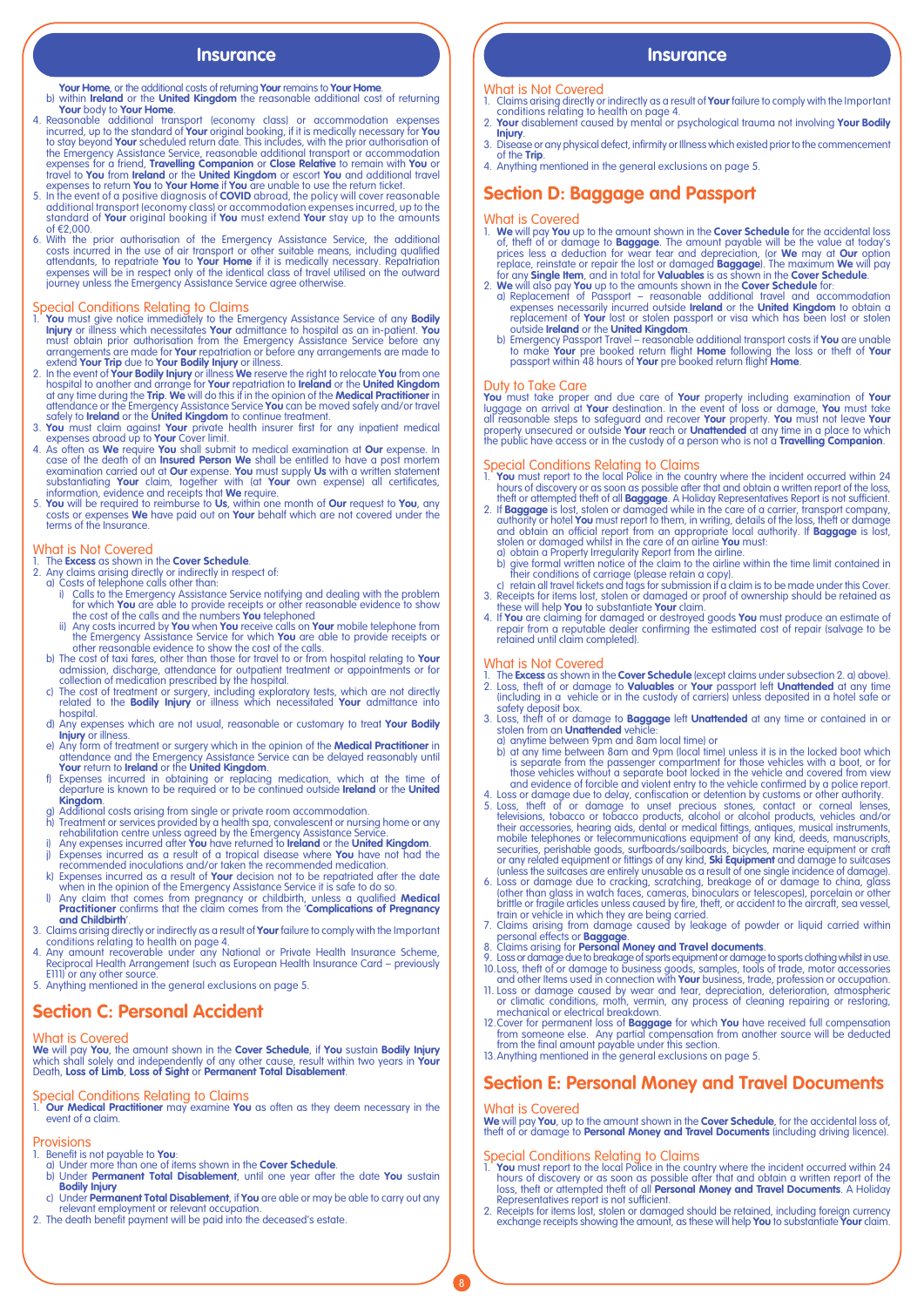**Your Home**, or the additional costs of returning **Your** remains to **Your Home**.

b) within **Ireland** or the **United Kingdom** the reasonable additional cost of returning **Your** body to **Your Home**.

4. Reasonable additional transport (economy class) or accommodation expenses incurred, up to the standard of **Your** original booking, if it is medically necessary for **You** to stay beyond **Your** scheduled return date. This includes, with the prior authorisation of the Emergency Assistance Service, reasonable additional transport or accommodation expenses for a friend, **Travelling Companion** or **Close Relative** to remain with **You** or travel to **You** from **Ireland** or the **United Kingdom** or escort **You** and additional travel expenses to return **You** to **Your Home** if **You** are unable to use the return ticket.
5. In the event of a positive diagnosis of **COVID** abroad, the policy will cover reasonable additional transport (economy class) or accommodation expenses incurred, up to the standard of **Your** original booking if **You** must extend **Your** stay up to the amounts of €2,000.
6. With the prior authorisation of the Emergency Assistance Service, the additional costs incurred in the use of air transport or other suitable means, including qualified attendants, to repatriate **You** to **Your Home** if it is medically necessary. Repatriation expenses will be in respect only of the identical class of travel utilised on the outward journey unless the Emergency Assistance Service agree otherwise.

### Special Conditions Relating to Claims

1. **You** must give notice immediately to the Emergency Assistance Service of any **Bodily Injury** or illness which necessitates **Your** admittance to hospital as an in-patient. **You** must obtain prior authorisation from the Emergency Assistance Service before any arrangements are made for **Your** repatriation or before any arrangements are made to extend **Your Trip** due to **Your Bodily Injury** or illness.
2. In the event of **Your Bodily Injury** or illness **We** reserve the right to relocate **You** from one hospital to another and arrange for **Your** repatriation to **Ireland** or the **United Kingdom** at any time during the **Trip**. **We** will do this if in the opinion of the **Medical Practitioner** in attendance or the Emergency Assistance Service **You** can be moved safely and/or travel safely to **Ireland** or the **United Kingdom** to continue treatment.
3. **You** must claim against **Your** private health insurer first for any inpatient medical expenses abroad up to **Your** Cover limit.
4. As often as **We** require **You** shall submit to medical examination at **Our** expense. In case of the death of an **Insured Person We** shall be entitled to have a post mortem examination carried out at **Our** expense. **You** must supply **Us** with a written statement substantiating **Your** claim, together with (at **Your** own expense) all certificates, information, evidence and receipts that **We** require.
5. **You** will be required to reimburse to **Us**, within one month of **Our** request to **You**, any costs or expenses **We** have paid out on **Your** behalf which are not covered under the terms of the Insurance.

### What is Not Covered

1. The **Excess** as shown in the **Cover Schedule**.
2. Any claims arising directly or indirectly in respect of:
   a) Costs of telephone calls other than:
      i) Calls to the Emergency Assistance Service notifying and dealing with the problem for which **You** are able to provide receipts or other reasonable evidence to show the cost of the calls and the numbers **You** telephoned
      ii) Any costs incurred by **You** when **You** receive calls on **Your** mobile telephone from the Emergency Assistance Service for which **You** are able to provide receipts or other reasonable evidence to show the cost of the calls.
   b) The cost of taxi fares, other than those for travel to or from hospital relating to **Your** admission, discharge, attendance for outpatient treatment or appointments or for collection of medication prescribed by the hospital.
   c) The cost of treatment or surgery, including exploratory tests, which are not directly related to the **Bodily Injury** or illness which necessitated **Your** admittance into hospital.
   d) Any expenses which are not usual, reasonable or customary to treat **Your Bodily Injury** or illness.
   e) Any form of treatment or surgery which in the opinion of the **Medical Practitioner** in attendance and the Emergency Assistance Service can be delayed reasonably until **Your** return to **Ireland** or the **United Kingdom**.
   f) Expenses incurred in obtaining or replacing medication, which at the time of departure is known to be required or to be continued outside **Ireland** or the **United Kingdom**.
   g) Additional costs arising from single or private room accommodation.
   h) Treatment or services provided by a health spa, convalescent or nursing home or any rehabilitation centre unless agreed by the Emergency Assistance Service.
   i) Any expenses incurred after **You** have returned to **Ireland** or the **United Kingdom**.
   j) Expenses incurred as a result of a tropical disease where **You** have not had the recommended inoculations and/or taken the recommended medication.
   k) Expenses incurred as a result of **Your** decision not to be repatriated after the date when in the opinion of the Emergency Assistance Service it is safe to do so.
   l) Any claim that comes from pregnancy or childbirth, unless a qualified **Medical Practitioner** confirms that the claim comes from the '**Complications of Pregnancy and Childbirth**'.
3. Claims arising directly or indirectly as a result of **Your** failure to comply with the Important conditions relating to health on page 4.
4. Any amount recoverable under any National or Private Health Insurance Scheme, Reciprocal Health Arrangement (such as European Health Insurance Card – previously E111) or any other source.
5. Anything mentioned in the general exclusions on page 5.

## Section C: Personal Accident

### What is Covered

**We** will pay **You**, the amount shown in the **Cover Schedule**, if **You** sustain **Bodily Injury** which shall solely and independently of any other cause, result within two years in **Your** Death, **Loss of Limb**, **Loss of Sight** or **Permanent Total Disablement**.

### Special Conditions Relating to Claims

1. **Our Medical Practitioner** may examine **You** as often as they deem necessary in the event of a claim.

### Provisions

1. Benefit is not payable to **You**:
   a) Under more than one of items shown in the **Cover Schedule**.
   b) Under **Permanent Total Disablement**, until one year after the date **You** sustain **Bodily Injury**
   c) Under **Permanent Total Disablement**, if **You** are able or may be able to carry out any relevant employment or relevant occupation.
2. The death benefit payment will be paid into the deceased's estate.

### What is Not Covered

1. Claims arising directly or indirectly as a result of **Your** failure to comply with the Important conditions relating to health on page 4.
2. **Your** disablement caused by mental or psychological trauma not involving **Your Bodily Injury**.
3. Disease or any physical defect, infirmity or Illness which existed prior to the commencement of the **Trip**.
4. Anything mentioned in the general exclusions on page 5.

## Section D: Baggage and Passport

### What is Covered

1. **We** will pay **You** up to the amount shown in the **Cover Schedule** for the accidental loss of, theft of or damage to **Baggage**. The amount payable will be the value at today's prices less a deduction for wear tear and depreciation, (or **We** may at **Our** option replace, reinstate or repair the lost or damaged **Baggage**). The maximum **We** will pay for any **Single Item**, and in total for **Valuables** is as shown in the **Cover Schedule**.
2. **We** will also pay **You** up to the amounts shown in the **Cover Schedule** for:
   a) Replacement of Passport – reasonable additional travel and accommodation expenses necessarily incurred outside **Ireland** or the **United Kingdom** to obtain a replacement of **Your** lost or stolen passport or visa which has been lost or stolen outside **Ireland** or the **United Kingdom**.
   b) Emergency Passport Travel – reasonable additional transport costs if **You** are unable to make **Your** pre booked return flight **Home** following the loss or theft of **Your** passport within 48 hours of **Your** pre booked return flight **Home**.

### Duty to Take Care

**You** must take proper and due care of **Your** property including examination of **Your** luggage on arrival at **Your** destination. In the event of loss or damage, **You** must take all reasonable steps to safeguard and recover **Your** property. **You** must not leave **Your** property unsecured or outside **Your** reach or **Unattended** at any time in a place to which the public have access or in the custody of a person who is not a **Travelling Companion**.

### Special Conditions Relating to Claims

1. **You** must report to the local Police in the country where the incident occurred within 24 hours of discovery or as soon as possible after that and obtain a written report of the loss, theft or attempted theft of all **Baggage**. A Holiday Representatives Report is not sufficient.
2. If **Baggage** is lost, stolen or damaged while in the care of a carrier, transport company, authority or hotel **You** must report to them, in writing, details of the loss, theft or damage and obtain an official report from an appropriate local authority. If **Baggage** is lost, stolen or damaged whilst in the care of an airline **You** must:
   a) obtain a Property Irregularity Report from the airline.
   b) give formal written notice of the claim to the airline within the time limit contained in their conditions of carriage (please retain a copy).
   c) retain all travel tickets and tags for submission if a claim is to be made under this Cover.
3. Receipts for items lost, stolen or damaged or proof of ownership should be retained as these will help **You** to substantiate **Your** claim.
4. If **You** are claiming for damaged or destroyed goods **You** must produce an estimate of repair from a reputable dealer confirming the estimated cost of repair (salvage to be retained until claim completed).

### What is Not Covered

1. The **Excess** as shown in the **Cover Schedule** (except claims under subsection 2. a) above).
2. Loss, theft of or damage to **Valuables** or **Your** passport left **Unattended** at any time (including in a vehicle or in the custody of carriers) unless deposited in a hotel safe or safety deposit box.
3. Loss, theft of or damage to **Baggage** left **Unattended** at any time or contained in or stolen from an **Unattended** vehicle:
   a) anytime between 9pm and 8am local time) or
   b) at any time between 8am and 9pm (local time) unless it is in the locked boot which is separate from the passenger compartment for those vehicles with a boot, or for those vehicles without a separate boot locked in the vehicle and covered from view and evidence of forcible and violent entry to the vehicle confirmed by a police report.
4. Loss or damage due to delay, confiscation or detention by customs or other authority.
5. Loss, theft of or damage to unset precious stones, contact or corneal lenses, televisions, tobacco or tobacco products, alcohol or alcohol products, vehicles and/or their accessories, hearing aids, dental or medical fittings, antiques, musical instruments, mobile telephones or telecommunications equipment of any kind, deeds, manuscripts, securities, perishable goods, surfboards/sailboards, bicycles, marine equipment or craft or any related equipment or fittings of any kind, **Ski Equipment** and damage to suitcases (unless the suitcases are entirely unusable as a result of one single incidence of damage).
6. Loss or damage due to cracking, scratching, breakage of or damage to china, glass (other than glass in watch faces, cameras, binoculars or telescopes), porcelain or other brittle or fragile articles unless caused by fire, theft, or accident to the aircraft, sea vessel, train or vehicle in which they are being carried.
7. Claims arising from damage caused by leakage of powder or liquid carried within personal effects or **Baggage**.
8. Claims arising for **Personal Money and Travel documents**.
9. Loss or damage due to breakage of sports equipment or damage to sports clothing whilst in use.
10. Loss, theft of or damage to business goods, samples, tools of trade, motor accessories and other Items used in connection with **Your** business, trade, profession or occupation.
11. Loss or damage caused by wear and tear, depreciation, deterioration, atmospheric or climatic conditions, moth, vermin, any process of cleaning repairing or restoring, mechanical or electrical breakdown.
12. Cover for permanent loss of **Baggage** for which **You** have received full compensation from someone else. Any partial compensation from another source will be deducted from the final amount payable under this section.
13. Anything mentioned in the general exclusions on page 5.

## Section E: Personal Money and Travel Documents

### What is Covered

**We** will pay **You**, up to the amount shown in the **Cover Schedule**, for the accidental loss of, theft of or damage to **Personal Money and Travel Documents** (including driving licence).

### Special Conditions Relating to Claims

1. **You** must report to the local Police in the country where the incident occurred within 24 hours of discovery or as soon as possible after that and obtain a written report of the loss, theft or attempted theft of all **Personal Money and Travel Documents**. A Holiday Representatives report is not sufficient.
2. Receipts for items lost, stolen or damaged should be retained, including foreign currency exchange receipts showing the amount, as these will help **You** to substantiate **Your** claim.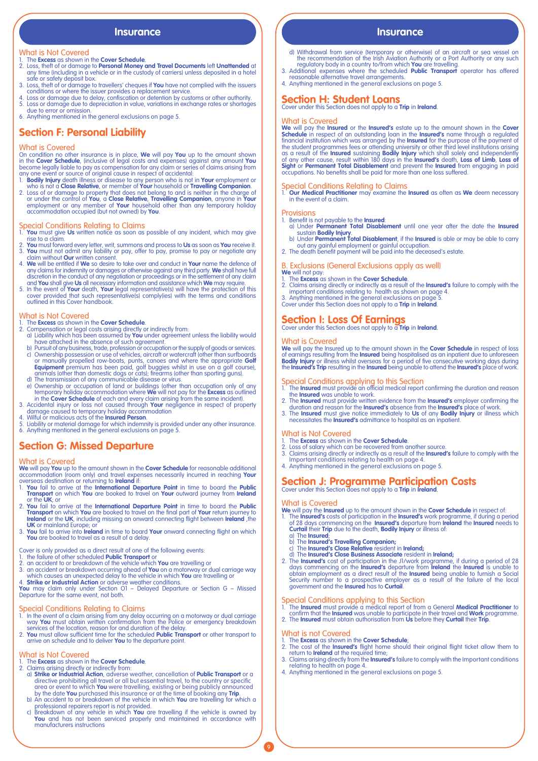# Insurance

### What is Not Covered

1. The **Excess** as shown in the **Cover Schedule**.
2. Loss, theft of or damage to **Personal Money and Travel Documents** left **Unattended** at any time (including in a vehicle or in the custody of carriers) unless deposited in a hotel safe or safety deposit box.
3. Loss, theft of or damage to travellers' cheques if **You** have not complied with the issuers conditions or where the issuer provides a replacement service.
4. Loss or damage due to delay, confiscation or detention by customs or other authority.
5. Loss or damage due to depreciation in value, variations in exchange rates or shortages due to error or omission.
6. Anything mentioned in the general exclusions on page 5.

## Section F: Personal Liability

### What is Covered

On condition no other insurance is in place, **We** will pay **You** up to the amount shown in the **Cover Schedule**, (inclusive of legal costs and expenses) against any amount **You** become legally liable to pay as compensation for any claim or series of claims arising from any one event or source of original cause in respect of accidental:

1. **Bodily Injury** death illness or disease to any person who is not in **Your** employment or who is not a **Close Relative**, or member of **Your** household or **Travelling Companion**.
2. Loss of or damage to property that does not belong to and is neither in the charge of or under the control of **You**, a **Close Relative**, **Travelling Companion**, anyone in **Your** employment or any member of **Your** household other than any temporary holiday accommodation occupied (but not owned) by **You**.

### Special Conditions Relating to Claims

1. **You** must give **Us** written notice as soon as possible of any incident, which may give rise to a claim.
2. **You** must forward every letter, writ, summons and process to **Us** as soon as **You** receive it.
3. **You** must not admit any liability or pay, offer to pay, promise to pay or negotiate any claim without **Our** written consent.
4. **We** will be entitled if **We** so desire to take over and conduct in **Your** name the defence of any claims for indemnity or damages or otherwise against any third party. **We** shall have full discretion in the conduct of any negotiation or proceedings or in the settlement of any claim and **You** shall give **Us** all necessary information and assistance which **We** may require.
5. In the event of **Your** death, **Your** legal representative(s) will have the protection of this cover provided that such representative(s) comply(ies) with the terms and conditions outlined in this Cover handbook.

### What is Not Covered

1. The **Excess** as shown in the **Cover Schedule**.
2. Compensation or legal costs arising directly or indirectly from:
   a) Liability which has been assumed by **You** under agreement unless the liability would have attached in the absence of such agreement.
   b) Pursuit of any business, trade, profession or occupation or the supply of goods or services.
   c) Ownership possession or use of vehicles, aircraft or watercraft (other than surfboards or manually propelled row-boats, punts, canoes and where the appropriate **Golf Equipment** premium has been paid, golf buggies whilst in use on a golf course), animals (other than domestic dogs or cats); firearms (other than sporting guns).
   d) The transmission of any communicable disease or virus.
   e) Ownership or occupation of land or buildings (other than occupation only of any temporary holiday accommodation where **We** will not pay for the **Excess** as outlined in the **Cover Schedule** of each and every claim arising from the same incident).
3. Accidental injury or loss not caused through **Your** negligence in respect of property damage caused to temporary holiday accommodation
4. Wilful or malicious acts of the **Insured Person**.
5. Liability or material damage for which indemnity is provided under any other insurance.
6. Anything mentioned in the general exclusions on page 5.

## Section G: Missed Departure

### What is Covered

**We** will pay **You** up to the amount shown in the **Cover Schedule** for reasonable additional accommodation (room only) and travel expenses necessarily incurred in reaching **Your** overseas destination or returning to **Ireland** if:

1. **You** fail to arrive at the **International Departure Point** in time to board the **Public Transport** on which **You** are booked to travel on **Your** outward journey from **Ireland** or the **UK**; or
2. **You** fail to arrive at the **International Departure Point** in time to board the **Public Transport** on which **You** are booked to travel on the final part of **Your** return journey to **Ireland** or the **UK**, including missing an onward connecting flight between **Ireland** ,the **UK** or mainland Europe; or
3. **You** fail to arrive into **Ireland** in time to board **Your** onward connecting flight on which **You** are booked to travel as a result of a delay.

Cover is only provided as a direct result of one of the following events:

1. the failure of other scheduled **Public Transport** or
2. an accident to or breakdown of the vehicle which **You** are travelling or
3. an accident or breakdown occurring ahead of **You** on a motorway or dual carriage way which causes an unexpected delay to the vehicle in which **You** are travelling or
4. **Strike or Industrial Action** or adverse weather conditions.

**You** may claim only under Section O1 – Delayed Departure or Section G – Missed Departure for the same event, not both.

### Special Conditions Relating to Claims

1. In the event of a claim arising from any delay occurring on a motorway or dual carriage way **You** must obtain written confirmation from the Police or emergency breakdown services of the location, reason for and duration of the delay.
2. **You** must allow sufficient time for the scheduled **Public Transport** or other transport to arrive on schedule and to deliver **You** to the departure point.

### What is Not Covered

1. The **Excess** as shown in the **Cover Schedule**.
2. Claims arising directly or indirectly from:
   a) **Strike or Industrial Action**, adverse weather, cancellation of **Public Transport** or a directive prohibiting all travel or all but essential travel, to the country or specific area or event to which **You** were travelling, existing or being publicly announced by the date **You** purchased this insurance or at the time of booking any **Trip**.
   b) An accident to or breakdown of the vehicle in which **You** are travelling for which a professional repairers report is not provided.
   c) Breakdown of any vehicle in which **You** are travelling if the vehicle is owned by **You** and has not been serviced properly and maintained in accordance with manufacturers instructions
   d) Withdrawal from service (temporary or otherwise) of an aircraft or sea vessel on the recommendation of the Irish Aviation Authority or a Port Authority or any such regulatory body in a country to/from which **You** are travelling.
3. Additional expenses where the scheduled **Public Transport** operator has offered reasonable alternative travel arrangements.
4. Anything mentioned in the general exclusions on page 5.

## Section H: Student Loans

Cover under this Section does not apply to a **Trip** in **Ireland**.

### What is Covered

**We** will pay the **Insured** or the **Insured's** estate up to the amount shown in the **Cover Schedule** in respect of an outstanding loan in the **Insured's** name through a regulated financial institution which was arranged by the **Insured** for the purpose of the payment of the student programmes fees or attending university or other third level institutions arising as a result of the **Insured** sustaining **Bodily Injury** which shall solely and independently of any other cause, result within 180 days in the **Insured's** death, **Loss of Limb**, **Loss of Sight** or **Permanent Total Disablement** and prevent the **Insured** from engaging in paid occupations. No benefits shall be paid for more than one loss suffered.

### Special Conditions Relating to Claims

1. **Our Medical Practitioner** may examine the **Insured** as often as **We** deem necessary in the event of a claim.

### Provisions

1. Benefit is not payable to the **Insured**:
   a) Under **Permanent Total Disablement** until one year after the date the **Insured** sustain **Bodily Injury**.
   b) Under **Permanent Total Disablement**, if the **Insured** is able or may be able to carry out any gainful employment or gainful occupation.
2. The death benefit payment will be paid into the deceased's estate.

### B. Exclusions (General Exclusions apply as well)

**We** will not pay:

1. The **Excess** as shown in the **Cover Schedule**.
2. Claims arising directly or indirectly as a result of the **Insured's** failure to comply with the important conditions relating to health as shown on page 4.
3. Anything mentioned in the general exclusions on page 5.

Cover under this Section does not apply to a **Trip** in **Ireland**.

## Section I: Loss Of Earnings

Cover under this Section does not apply to a **Trip** in **Ireland**.

### What is Covered

**We** will pay the Insured up to the amount shown in the **Cover Schedule** in respect of loss of earnings resulting from the **Insured** being hospitalised as an inpatient due to unforeseen **Bodily Injury** or illness whilst overseas for a period of five consecutive working days during the **Insured's Trip** resulting in the **Insured** being unable to attend the **Insured's** place of work.

### Special Conditions applying to this Section

1. The **Insured** must provide an official medical report confirming the duration and reason the **Insured** was unable to work.
2. The **Insured** must provide written evidence from the **Insured's** employer confirming the duration and reason for the **Insured's** absence from the **Insured's** place of work.
3. The **Insured** must give notice immediately to **Us** of any **Bodily Injury** or illness which necessitates the **Insured's** admittance to hospital as an inpatient.

### What is Not Covered

1. The **Excess** as shown in the **Cover Schedule**.
2. Loss of salary which can be recovered from another source.
3. Claims arising directly or indirectly as a result of the **Insured's** failure to comply with the Important conditions relating to health on page 4.
4. Anything mentioned in the general exclusions on page 5.

## Section J: Programme Participation Costs

Cover under this Section does not apply to a **Trip** in **Ireland**.

### What is Covered

**We** will pay the **Insured** up to the amount shown in the **Cover Schedule** in respect of:

1. The **Insured's** costs of participation in the **Insured's** work programme, if during a period of 28 days commencing on the **Insured's** departure from **Ireland** the **Insured** needs to **Curtail** their **Trip** due to the death, **Bodily Injury** or illness of:
   a) The **Insured**;
   b) The **Insured's Travelling Companion;**
   c) The **Insured's Close Relative** resident in **Ireland;**
   d) The **Insured's Close Business Associate** resident in **Ireland;**
2. The **Insured's** cost of participation in the J1/work programme, if during a period of 28 days commencing on the **Insured's** departure from **Ireland** the **Insured** is unable to obtain employment as a direct result of the **Insured** being unable to furnish a Social Security number to a prospective employer as a result of the failure of the local government and the **Insured** has to **Curtail**.

### Special Conditions applying to this Section

1. The **Insured** must provide a medical report of from a General **Medical Practitioner** to confirm that the **Insured** was unable to participate in their travel and **Work** programme.
2. The **Insured** must obtain authorisation from **Us** before they **Curtail** their **Trip**.

### What is not Covered

1. The **Excess** as shown in the **Cover Schedule**;
2. The cost of the **Insured's** flight home should their original flight ticket allow them to return to **Ireland** at the required time;
3. Claims arising directly from the **Insured's** failure to comply with the Important conditions relating to health on page 4.
4. Anything mentioned in the general exclusions on page 5.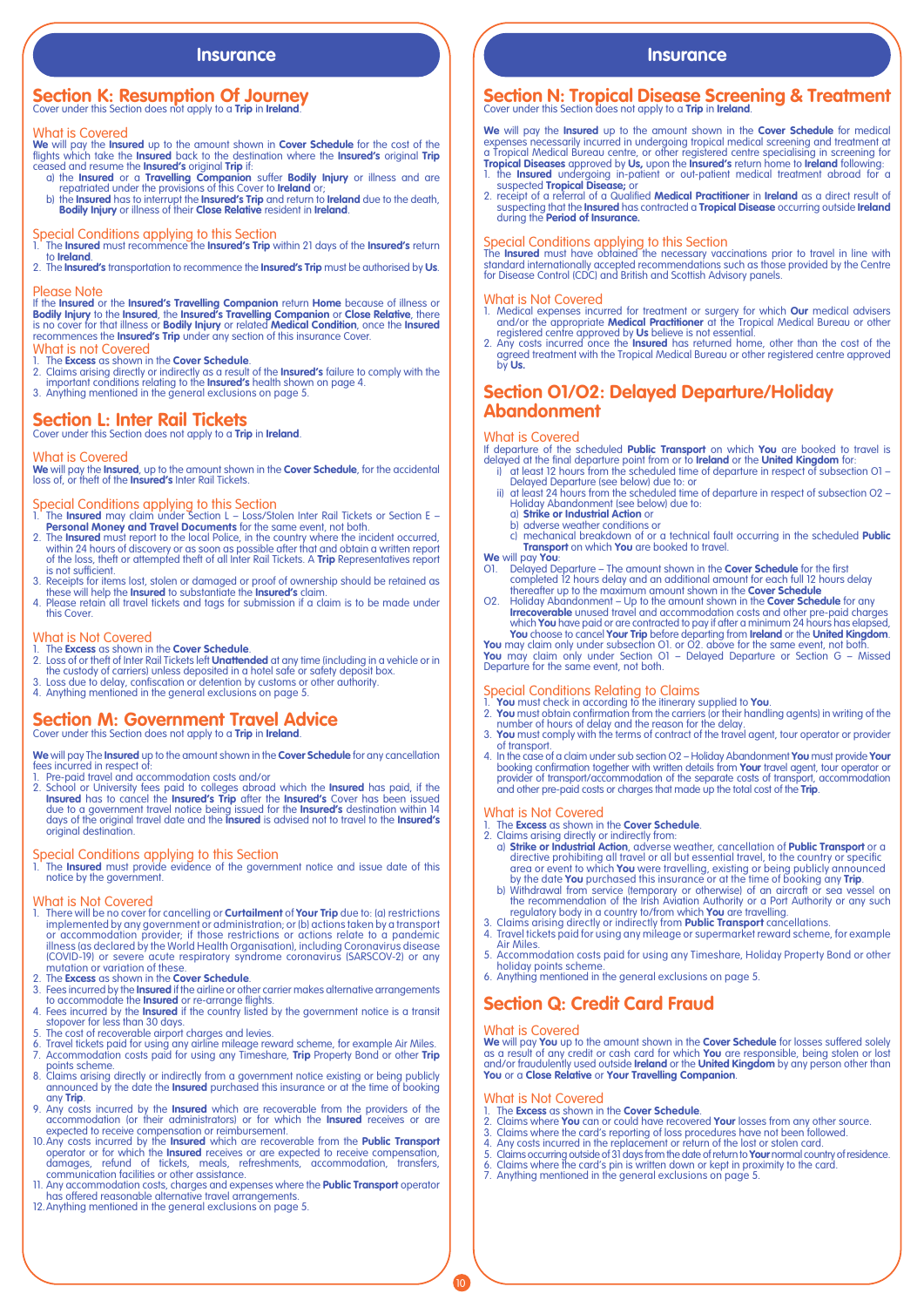# Insurance

## Section K: Resumption Of Journey

Cover under this Section does not apply to a **Trip** in **Ireland**.

### What is Covered

**We** will pay the **Insured** up to the amount shown in **Cover Schedule** for the cost of the flights which take the **Insured** back to the destination where the **Insured's** original **Trip** ceased and resume the **Insured's** original **Trip** if:

a) the **Insured** or a **Travelling Companion** suffer **Bodily Injury** or illness and are repatriated under the provisions of this Cover to **Ireland** or;
b) the **Insured** has to interrupt the **Insured's Trip** and return to **Ireland** due to the death, **Bodily Injury** or illness of their **Close Relative** resident in **Ireland**.

### Special Conditions applying to this Section

1. The **Insured** must recommence the **Insured's Trip** within 21 days of the **Insured's** return to **Ireland**.
2. The **Insured's** transportation to recommence the **Insured's Trip** must be authorised by **Us**.

### Please Note

If the **Insured** or the **Insured's Travelling Companion** return **Home** because of illness or **Bodily Injury** to the **Insured**, the **Insured's Travelling Companion** or **Close Relative**, there is no cover for that illness or **Bodily Injury** or related **Medical Condition**, once the **Insured** recommences the **Insured's Trip** under any section of this insurance Cover.

### What is not Covered

1. The **Excess** as shown in the **Cover Schedule**.
2. Claims arising directly or indirectly as a result of the **Insured's** failure to comply with the important conditions relating to the **Insured's** health shown on page 4.
3. Anything mentioned in the general exclusions on page 5.

## Section L: Inter Rail Tickets

Cover under this Section does not apply to a **Trip** in **Ireland**.

### What is Covered

**We** will pay the **Insured**, up to the amount shown in the **Cover Schedule**, for the accidental loss of, or theft of the **Insured's** Inter Rail Tickets.

### Special Conditions applying to this Section

1. The **Insured** may claim under Section L – Loss/Stolen Inter Rail Tickets or Section E – **Personal Money and Travel Documents** for the same event, not both.
2. The **Insured** must report to the local Police, in the country where the incident occurred, within 24 hours of discovery or as soon as possible after that and obtain a written report of the loss, theft or attempted theft of all Inter Rail Tickets. A **Trip** Representatives report is not sufficient.
3. Receipts for items lost, stolen or damaged or proof of ownership should be retained as these will help the **Insured** to substantiate the **Insured's** claim.
4. Please retain all travel tickets and tags for submission if a claim is to be made under this Cover.

### What is Not Covered

1. The **Excess** as shown in the **Cover Schedule**.
2. Loss of or theft of Inter Rail Tickets left **Unattended** at any time (including in a vehicle or in the custody of carriers) unless deposited in a hotel safe or safety deposit box.
3. Loss due to delay, confiscation or detention by customs or other authority.
4. Anything mentioned in the general exclusions on page 5.

## Section M: Government Travel Advice

Cover under this Section does not apply to a **Trip** in **Ireland**.

**We** will pay The **Insured** up to the amount shown in the **Cover Schedule** for any cancellation fees incurred in respect of:

1. Pre-paid travel and accommodation costs and/or
2. School or University fees paid to colleges abroad which the **Insured** has paid, if the **Insured** has to cancel the **Insured's Trip** after the **Insured's** Cover has been issued due to a government travel notice being issued for the **Insured's** destination within 14 days of the original travel date and the **Insured** is advised not to travel to the **Insured's** original destination.

### Special Conditions applying to this Section

1. The **Insured** must provide evidence of the government notice and issue date of this notice by the government.

### What is Not Covered

1. There will be no cover for cancelling or **Curtailment** of **Your Trip** due to: (a) restrictions implemented by any government or administration; or (b) actions taken by a transport or accommodation provider; if those restrictions or actions relate to a pandemic illness (as declared by the World Health Organisation), including Coronavirus disease (COVID-19) or severe acute respiratory syndrome coronavirus (SARSCOV-2) or any mutation or variation of these.
2. The **Excess** as shown in the **Cover Schedule**.
3. Fees incurred by the **Insured** if the airline or other carrier makes alternative arrangements to accommodate the **Insured** or re-arrange flights.
4. Fees incurred by the **Insured** if the country listed by the government notice is a transit stopover for less than 30 days.
5. The cost of recoverable airport charges and levies.
6. Travel tickets paid for using any airline mileage reward scheme, for example Air Miles.
7. Accommodation costs paid for using any Timeshare, **Trip** Property Bond or other **Trip** points scheme.
8. Claims arising directly or indirectly from a government notice existing or being publicly announced by the date the **Insured** purchased this insurance or at the time of booking any **Trip**.
9. Any costs incurred by the **Insured** which are recoverable from the providers of the accommodation (or their administrators) or for which the **Insured** receives or are expected to receive compensation or reimbursement.
10. Any costs incurred by the **Insured** which are recoverable from the **Public Transport** operator or for which the **Insured** receives or are expected to receive compensation, damages, refund of tickets, meals, refreshments, accommodation, transfers, communication facilities or other assistance.
11. Any accommodation costs, charges and expenses where the **Public Transport** operator has offered reasonable alternative travel arrangements.
12. Anything mentioned in the general exclusions on page 5.

## Section N: Tropical Disease Screening & Treatment

Cover under this Section does not apply to a **Trip** in **Ireland**.

**We** will pay the **Insured** up to the amount shown in the **Cover Schedule** for medical expenses necessarily incurred in undergoing tropical medical screening and treatment at a Tropical Medical Bureau centre, or other registered centre specialising in screening for **Tropical Diseases** approved by **Us,** upon the **Insured's** return home to **Ireland** following:

1. the **Insured** undergoing in-patient or out-patient medical treatment abroad for a suspected **Tropical Disease;** or
2. receipt of a referral of a Qualified **Medical Practitioner** in **Ireland** as a direct result of suspecting that the **Insured** has contracted a **Tropical Disease** occurring outside **Ireland** during the **Period of Insurance.**

### Special Conditions applying to this Section

The **Insured** must have obtained the necessary vaccinations prior to travel in line with standard internationally accepted recommendations such as those provided by the Centre for Disease Control (CDC) and British and Scottish Advisory panels.

### What is Not Covered

1. Medical expenses incurred for treatment or surgery for which **Our** medical advisers and/or the appropriate **Medical Practitioner** at the Tropical Medical Bureau or other registered centre approved by **Us** believe is not essential.
2. Any costs incurred once the **Insured** has returned home, other than the cost of the agreed treatment with the Tropical Medical Bureau or other registered centre approved by **Us.**

## Section O1/O2: Delayed Departure/Holiday Abandonment

### What is Covered

If departure of the scheduled **Public Transport** on which **You** are booked to travel is delayed at the final departure point from or to **Ireland** or the **United Kingdom** for:

i) at least 12 hours from the scheduled time of departure in respect of subsection O1 – Delayed Departure (see below) due to: or
ii) at least 24 hours from the scheduled time of departure in respect of subsection O2 – Holiday Abandonment (see below) due to:
   a) **Strike or Industrial Action** or
   b) adverse weather conditions or
   c) mechanical breakdown of or a technical fault occurring in the scheduled **Public Transport** on which **You** are booked to travel.

**We** will pay **You**:

O1. Delayed Departure – The amount shown in the **Cover Schedule** for the first completed 12 hours delay and an additional amount for each full 12 hours delay thereafter up to the maximum amount shown in the **Cover Schedule**

O2. Holiday Abandonment – Up to the amount shown in the **Cover Schedule** for any **Irrecoverable** unused travel and accommodation costs and other pre-paid charges which **You** have paid or are contracted to pay if after a minimum 24 hours has elapsed, **You** choose to cancel **Your Trip** before departing from **Ireland** or the **United Kingdom**.

**You** may claim only under subsection O1. or O2. above for the same event, not both.
**You** may claim only under Section O1 – Delayed Departure or Section G – Missed Departure for the same event, not both.

### Special Conditions Relating to Claims

1. **You** must check in according to the itinerary supplied to **You**.
2. **You** must obtain confirmation from the carriers (or their handling agents) in writing of the number of hours of delay and the reason for the delay.
3. **You** must comply with the terms of contract of the travel agent, tour operator or provider of transport.
4. In the case of a claim under sub section O2 – Holiday Abandonment **You** must provide **Your** booking confirmation together with written details from **Your** travel agent, tour operator or provider of transport/accommodation of the separate costs of transport, accommodation and other pre-paid costs or charges that made up the total cost of the **Trip**.

### What is Not Covered

1. The **Excess** as shown in the **Cover Schedule**.
2. Claims arising directly or indirectly from:
   a) **Strike or Industrial Action**, adverse weather, cancellation of **Public Transport** or a directive prohibiting all travel or all but essential travel, to the country or specific area or event to which **You** were travelling, existing or being publicly announced by the date **You** purchased this insurance or at the time of booking any **Trip**.
   b) Withdrawal from service (temporary or otherwise) of an aircraft or sea vessel on the recommendation of the Irish Aviation Authority or a Port Authority or any such regulatory body in a country to/from which **You** are travelling.
3. Claims arising directly or indirectly from **Public Transport** cancellations.
4. Travel tickets paid for using any mileage or supermarket reward scheme, for example Air Miles.
5. Accommodation costs paid for using any Timeshare, Holiday Property Bond or other holiday points scheme.
6. Anything mentioned in the general exclusions on page 5.

## Section Q: Credit Card Fraud

### What is Covered

**We** will pay **You** up to the amount shown in the **Cover Schedule** for losses suffered solely as a result of any credit or cash card for which **You** are responsible, being stolen or lost and/or fraudulently used outside **Ireland** or the **United Kingdom** by any person other than **You** or a **Close Relative** or **Your Travelling Companion**.

### What is Not Covered

1. The **Excess** as shown in the **Cover Schedule**.
2. Claims where **You** can or could have recovered **Your** losses from any other source.
3. Claims where the card's reporting of loss procedures have not been followed.
4. Any costs incurred in the replacement or return of the lost or stolen card.
5. Claims occurring outside of 31 days from the date of return to **Your** normal country of residence.
6. Claims where the card's pin is written down or kept in proximity to the card.
7. Anything mentioned in the general exclusions on page 5.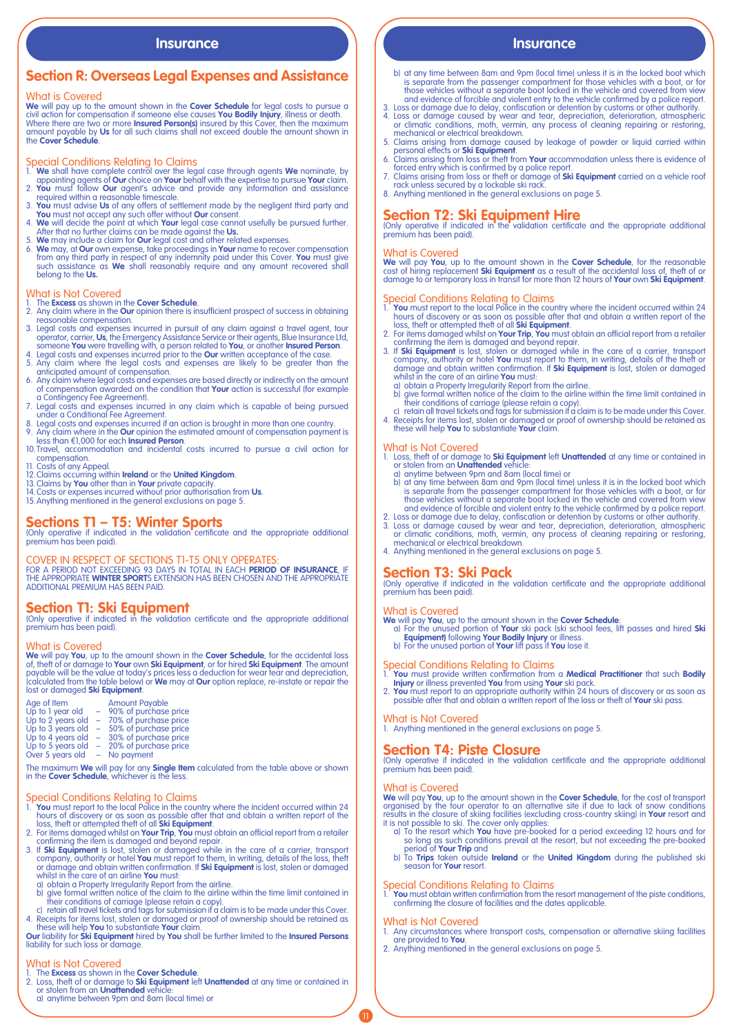## Section R: Overseas Legal Expenses and Assistance

### What is Covered

**We** will pay up to the amount shown in the **Cover Schedule** for legal costs to pursue a civil action for compensation if someone else causes **You Bodily Injury**, illness or death. Where there are two or more **Insured Person(s)** insured by this Cover, then the maximum amount payable by **Us** for all such claims shall not exceed double the amount shown in the **Cover Schedule**.

### Special Conditions Relating to Claims

1. **We** shall have complete control over the legal case through agents **We** nominate, by appointing agents of **Our** choice on **Your** behalf with the expertise to pursue **Your** claim.
2. **You** must follow **Our** agent's advice and provide any information and assistance required within a reasonable timescale.
3. **You** must advise **Us** of any offers of settlement made by the negligent third party and **You** must not accept any such offer without **Our** consent.
4. **We** will decide the point at which **Your** legal case cannot usefully be pursued further. After that no further claims can be made against the **Us.**
5. **We** may include a claim for **Our** legal cost and other related expenses.
6. **We** may, at **Our** own expense, take proceedings in **Your** name to recover compensation from any third party in respect of any indemnity paid under this Cover. **You** must give such assistance as **We** shall reasonably require and any amount recovered shall belong to the **Us.**

### What is Not Covered

1. The **Excess** as shown in the **Cover Schedule**.
2. Any claim where in the **Our** opinion there is insufficient prospect of success in obtaining reasonable compensation.
3. Legal costs and expenses incurred in pursuit of any claim against a travel agent, tour operator, carrier, **Us**, the Emergency Assistance Service or their agents, Blue Insurance Ltd, someone **You** were travelling with, a person related to **You**, or another **Insured Person**.
4. Legal costs and expenses incurred prior to the **Our** written acceptance of the case.
5. Any claim where the legal costs and expenses are likely to be greater than the anticipated amount of compensation.
6. Any claim where legal costs and expenses are based directly or indirectly on the amount of compensation awarded on the condition that **Your** action is successful (for example a Contingency Fee Agreement).
7. Legal costs and expenses incurred in any claim which is capable of being pursued under a Conditional Fee Agreement.
8. Legal costs and expenses incurred if an action is brought in more than one country.
9. Any claim where in the **Our** opinion the estimated amount of compensation payment is less than €1,000 for each **Insured Person**.
10. Travel, accommodation and incidental costs incurred to pursue a civil action for compensation.
11. Costs of any Appeal.
12. Claims occurring within **Ireland** or the **United Kingdom**.
13. Claims by **You** other than in **Your** private capacity.
14. Costs or expenses incurred without prior authorisation from **Us**.
15. Anything mentioned in the general exclusions on page 5.

## Sections T1 – T5: Winter Sports

(Only operative if indicated in the validation certificate and the appropriate additional premium has been paid).

### COVER IN RESPECT OF SECTIONS T1-T5 ONLY OPERATES:

FOR A PERIOD NOT EXCEEDING 93 DAYS IN TOTAL IN EACH **PERIOD OF INSURANCE**, IF THE APPROPRIATE **WINTER SPORT**S EXTENSION HAS BEEN CHOSEN AND THE APPROPRIATE ADDITIONAL PREMIUM HAS BEEN PAID.

## Section T1: Ski Equipment

(Only operative if indicated in the validation certificate and the appropriate additional premium has been paid).

### What is Covered

**We** will pay **You**, up to the amount shown in the **Cover Schedule**, for the accidental loss of, theft of or damage to **Your** own **Ski Equipment**, or for hired **Ski Equipment**. The amount payable will be the value at today's prices less a deduction for wear tear and depreciation, (calculated from the table below) or **We** may at **Our** option replace, re-instate or repair the lost or damaged **Ski Equipment**.

| Age of Item | | Amount Payable |
|---|---|---|
| Up to 1 year old | – | 90% of purchase price |
| Up to 2 years old | – | 70% of purchase price |
| Up to 3 years old | – | 50% of purchase price |
| Up to 4 years old | – | 30% of purchase price |
| Up to 5 years old | – | 20% of purchase price |
| Over 5 years old | – | No payment |

The maximum **We** will pay for any **Single Item** calculated from the table above or shown in the **Cover Schedule**, whichever is the less.

### Special Conditions Relating to Claims

1. **You** must report to the local Police in the country where the incident occurred within 24 hours of discovery or as soon as possible after that and obtain a written report of the loss, theft or attempted theft of all **Ski Equipment**.
2. For items damaged whilst on **Your Trip**, **You** must obtain an official report from a retailer confirming the item is damaged and beyond repair.
3. If **Ski Equipment** is lost, stolen or damaged while in the care of a carrier, transport company, authority or hotel **You** must report to them, in writing, details of the loss, theft or damage and obtain written confirmation. If **Ski Equipment** is lost, stolen or damaged whilst in the care of an airline **You** must:
   a) obtain a Property Irregularity Report from the airline.
   b) give formal written notice of the claim to the airline within the time limit contained in their conditions of carriage (please retain a copy).
   c) retain all travel tickets and tags for submission if a claim is to be made under this Cover.
4. Receipts for items lost, stolen or damaged or proof of ownership should be retained as these will help **You** to substantiate **Your** claim.

**Our** liability for **Ski Equipment** hired by **You** shall be further limited to the **Insured Persons** liability for such loss or damage.

### What is Not Covered

1. The **Excess** as shown in the **Cover Schedule**.
2. Loss, theft of or damage to **Ski Equipment** left **Unattended** at any time or contained in or stolen from an **Unattended** vehicle:
   a) anytime between 9pm and 8am (local time) or
   b) at any time between 8am and 9pm (local time) unless it is in the locked boot which is separate from the passenger compartment for those vehicles with a boot, or for those vehicles without a separate boot locked in the vehicle and covered from view and evidence of forcible and violent entry to the vehicle confirmed by a police report.
3. Loss or damage due to delay, confiscation or detention by customs or other authority.
4. Loss or damage caused by wear and tear, depreciation, deterioration, atmospheric or climatic conditions, moth, vermin, any process of cleaning repairing or restoring, mechanical or electrical breakdown.
5. Claims arising from damage caused by leakage of powder or liquid carried within personal effects or **Ski Equipment**.
6. Claims arising from loss or theft from **Your** accommodation unless there is evidence of forced entry which is confirmed by a police report.
7. Claims arising from loss or theft or damage of **Ski Equipment** carried on a vehicle roof rack unless secured by a lockable ski rack.
8. Anything mentioned in the general exclusions on page 5.

## Section T2: Ski Equipment Hire

(Only operative if indicated in the validation certificate and the appropriate additional premium has been paid).

### What is Covered

**We** will pay **You**, up to the amount shown in the **Cover Schedule**, for the reasonable cost of hiring replacement **Ski Equipment** as a result of the accidental loss of, theft of or damage to or temporary loss in transit for more than 12 hours of **Your** own **Ski Equipment**.

### Special Conditions Relating to Claims

1. **You** must report to the local Police in the country where the incident occurred within 24 hours of discovery or as soon as possible after that and obtain a written report of the loss, theft or attempted theft of all **Ski Equipment**.
2. For items damaged whilst on **Your Trip**, **You** must obtain an official report from a retailer confirming the item is damaged and beyond repair.
3. If **Ski Equipment** is lost, stolen or damaged while in the care of a carrier, transport company, authority or hotel **You** must report to them, in writing, details of the theft or damage and obtain written confirmation. If **Ski Equipment** is lost, stolen or damaged whilst in the care of an airline **You** must:
   a) obtain a Property Irregularity Report from the airline.
   b) give formal written notice of the claim to the airline within the time limit contained in their conditions of carriage (please retain a copy).
   c) retain all travel tickets and tags for submission if a claim is to be made under this Cover.
4. Receipts for items lost, stolen or damaged or proof of ownership should be retained as these will help **You** to substantiate **Your** claim.

### What is Not Covered

1. Loss, theft of or damage to **Ski Equipment** left **Unattended** at any time or contained in or stolen from an **Unattended** vehicle:
   a) anytime between 9pm and 8am (local time) or
   b) at any time between 8am and 9pm (local time) unless it is in the locked boot which is separate from the passenger compartment for those vehicles with a boot, or for those vehicles without a separate boot locked in the vehicle and covered from view and evidence of forcible and violent entry to the vehicle confirmed by a police report.
2. Loss or damage due to delay, confiscation or detention by customs or other authority.
3. Loss or damage caused by wear and tear, depreciation, deterioration, atmospheric or climatic conditions, moth, vermin, any process of cleaning repairing or restoring, mechanical or electrical breakdown.
4. Anything mentioned in the general exclusions on page 5.

## Section T3: Ski Pack

(Only operative if indicated in the validation certificate and the appropriate additional premium has been paid).

### What is Covered

**We** will pay **You**, up to the amount shown in the **Cover Schedule**:

a) For the unused portion of **Your** ski pack (ski school fees, lift passes and hired **Ski Equipment)** following **Your Bodily Injury** or illness.
b) For the unused portion of **Your** lift pass if **You** lose it.

### Special Conditions Relating to Claims

1. **You** must provide written confirmation from a **Medical Practitioner** that such **Bodily Injury** or illness prevented **You** from using **Your** ski pack.
2. **You** must report to an appropriate authority within 24 hours of discovery or as soon as possible after that and obtain a written report of the loss or theft of **Your** ski pass.

### What is Not Covered

1. Anything mentioned in the general exclusions on page 5.

## Section T4: Piste Closure

(Only operative if indicated in the validation certificate and the appropriate additional premium has been paid).

### What is Covered

**We** will pay **You**, up to the amount shown in the **Cover Schedule**, for the cost of transport organised by the tour operator to an alternative site if due to lack of snow conditions results in the closure of skiing facilities (excluding cross-country skiing) in **Your** resort and it is not possible to ski. The cover only applies:

a) To the resort which **You** have pre-booked for a period exceeding 12 hours and for so long as such conditions prevail at the resort, but not exceeding the pre-booked period of **Your Trip** and
b) To **Trips** taken outside **Ireland** or the **United Kingdom** during the published ski season for **Your** resort.

### Special Conditions Relating to Claims

1. **You** must obtain written confirmation from the resort management of the piste conditions, confirming the closure of facilities and the dates applicable.

### What is Not Covered

1. Any circumstances where transport costs, compensation or alternative skiing facilities are provided to **You**.
2. Anything mentioned in the general exclusions on page 5.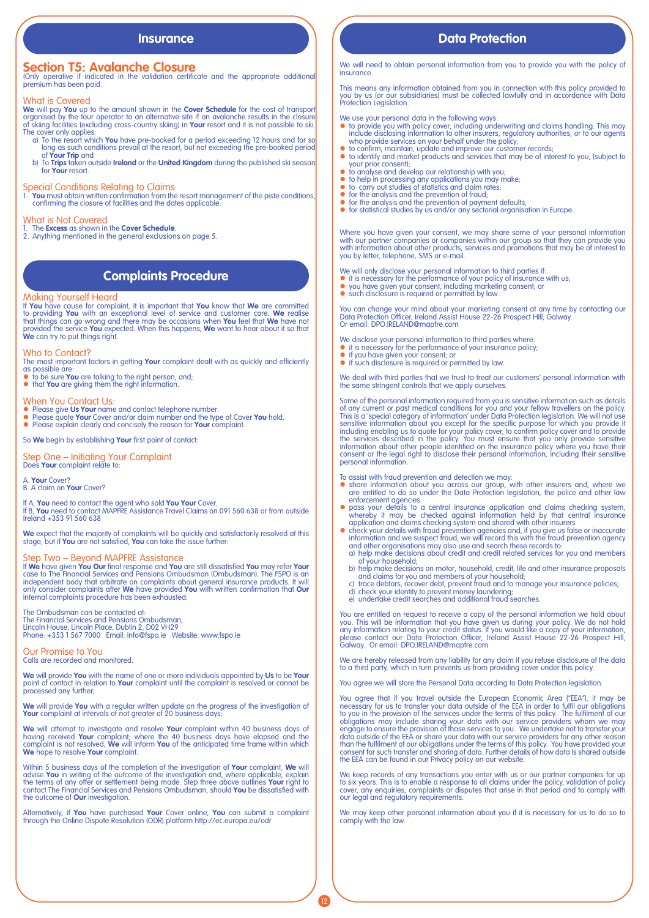# Insurance

## Section T5: Avalanche Closure

(Only operative if indicated in the validation certificate and the appropriate additional premium has been paid.

### What is Covered

**We** will pay **You** up to the amount shown in the **Cover Schedule** for the cost of transport organised by the tour operator to an alternative site if an avalanche results in the closure of skiing facilities (excluding cross-country skiing) in **Your** resort and it is not possible to ski. The cover only applies:

a) To the resort which **You** have pre-booked for a period exceeding 12 hours and for so long as such conditions prevail at the resort, but not exceeding the pre-booked period of **Your Trip** and

b) To **Trips** taken outside **Ireland** or the **United Kingdom** during the published ski season for **Your** resort.

### Special Conditions Relating to Claims

1. **You** must obtain written confirmation from the resort management of the piste conditions, confirming the closure of facilities and the dates applicable.

### What is Not Covered

1. The **Excess** as shown in the **Cover Schedule**.
2. Anything mentioned in the general exclusions on page 5.

# Complaints Procedure

### Making Yourself Heard

If **You** have cause for complaint, it is important that **You** know that **We** are committed to providing **You** with an exceptional level of service and customer care. **We** realise that things can go wrong and there may be occasions when **You** feel that **We** have not provided the service **You** expected. When this happens, **We** want to hear about it so that **We** can try to put things right.

### Who to Contact?

The most important factors in getting **Your** complaint dealt with as quickly and efficiently as possible are:

- to be sure **You** are talking to the right person, and;
- that **You** are giving them the right information.

### When You Contact Us:

- Please give **Us Your** name and contact telephone number.
- Please quote **Your** Cover and/or claim number and the type of Cover **You** hold.
- Please explain clearly and concisely the reason for **Your** complaint.

So **We** begin by establishing **Your** first point of contact:

### Step One – Initiating Your Complaint

Does **Your** complaint relate to:

A. **Your** Cover?
B. A claim on **Your** Cover?

If A, **You** need to contact the agent who sold **You Your** Cover.
If B, **You** need to contact MAPFRE Assistance Travel Claims on 091 560 638 or from outside Ireland +353 91 560 638

**We** expect that the majority of complaints will be quickly and satisfactorily resolved at this stage, but if **You** are not satisfied, **You** can take the issue further:

### Step Two – Beyond MAPFRE Assistance

If **We** have given **You Our** final response and **You** are still dissatisfied **You** may refer **Your** case to The Financial Services and Pensions Ombudsman (Ombudsman). The FSPO is an independent body that arbitrate on complaints about general insurance products. It will only consider complaints after **We** have provided **You** with written confirmation that **Our** internal complaints procedure has been exhausted:

The Ombudsman can be contacted at:
The Financial Services and Pensions Ombudsman,
Lincoln House, Lincoln Place, Dublin 2, D02 VH29
Phone: +353 1 567 7000 Email: info@fspo.ie Website: www.fspo.ie

### Our Promise to You

Calls are recorded and monitored.

**We** will provide **You** with the name of one or more individuals appointed by **Us** to be **Your** point of contact in relation to **Your** complaint until the complaint is resolved or cannot be processed any further;

**We** will provide **You** with a regular written update on the progress of the investigation of **Your** complaint at intervals of not greater of 20 business days;

**We** will attempt to investigate and resolve **Your** complaint within 40 business days of having received **Your** complaint; where the 40 business days have elapsed and the complaint is not resolved, **We** will inform **You** of the anticipated time frame within which **We** hope to resolve **Your** complaint.

Within 5 business days of the completion of the investigation of **Your** complaint, **We** will advise **You** in writing of the outcome of the investigation and, where applicable, explain the terms of any offer or settlement being made. Step three above outlines **Your** right to contact The Financial Services and Pensions Ombudsman, should **You** be dissatisfied with the outcome of **Our** investigation.

Alternatively, if **You** have purchased **Your** Cover online, **You** can submit a complaint through the Online Dispute Resolution (ODR) platform http://ec.europa.eu/odr

# Data Protection

We will need to obtain personal information from you to provide you with the policy of insurance.

This means any information obtained from you in connection with this policy provided to you by us (or our subsidiaries) must be collected lawfully and in accordance with Data Protection Legislation.

We use your personal data in the following ways:

- to provide you with policy cover, including underwriting and claims handling. This may include disclosing information to other insurers, regulatory authorities, or to our agents who provide services on your behalf under the policy;
- to confirm, maintain, update and improve our customer records;
- to identify and market products and services that may be of interest to you, (subject to your prior consent);
- to analyse and develop our relationship with you;
- to help in processing any applications you may make;
- to carry out studies of statistics and claim rates;
- for the analysis and the prevention of fraud;
- for the analysis and the prevention of payment defaults;
- for statistical studies by us and/or any sectorial organisation in Europe.

Where you have given your consent, we may share some of your personal information with our partner companies or companies within our group so that they can provide you with information about other products, services and promotions that may be of interest to you by letter, telephone, SMS or e-mail.

We will only disclose your personal information to third parties if:

- it is necessary for the performance of your policy of insurance with us;
- you have given your consent, including marketing consent; or
- such disclosure is required or permitted by law.

You can change your mind about your marketing consent at any time by contacting our Data Protection Officer, Ireland Assist House 22-26 Prospect Hill, Galway.
Or email: DPO.IRELAND@mapfre.com

We disclose your personal information to third parties where:

- it is necessary for the performance of your insurance policy;
- if you have given your consent; or
- if such disclosure is required or permitted by law.

We deal with third parties that we trust to treat our customers' personal information with the same stringent controls that we apply ourselves.

Some of the personal information required from you is sensitive information such as details of any current or past medical conditions for you and your fellow travellers on the policy. This is a 'special category of information' under Data Protection legislation. We will not use sensitive information about you except for the specific purpose for which you provide it including enabling us to quote for your policy cover, to confirm policy cover and to provide the services described in the policy. You must ensure that you only provide sensitive information about other people identified on the insurance policy where you have their consent or the legal right to disclose their personal information, including their sensitive personal information.

To assist with fraud prevention and detection we may:

- share information about you across our group, with other insurers and, where we are entitled to do so under the Data Protection legislation, the police and other law enforcement agencies
- pass your details to a central insurance application and claims checking system, whereby it may be checked against information held by that central insurance application and claims checking system and shared with other insurers
- check your details with fraud prevention agencies and, if you give us false or inaccurate information and we suspect fraud, we will record this with the fraud prevention agency and other organisations may also use and search these records to:
  a) help make decisions about credit and credit related services for you and members of your household;
  b) help make decisions on motor, household, credit, life and other insurance proposals and claims for you and members of your household;
  c) trace debtors, recover debt, prevent fraud and to manage your insurance policies;
  d) check your identity to prevent money laundering;
  e) undertake credit searches and additional fraud searches.

You are entitled on request to receive a copy of the personal information we hold about you. This will be information that you have given us during your policy. We do not hold any information relating to your credit status. If you would like a copy of your information, please contact our Data Protection Officer, Ireland Assist House 22-26 Prospect Hill, Galway. Or email: DPO.IRELAND@mapfre.com

We are hereby released from any liability for any claim if you refuse disclosure of the data to a third party, which in turn prevents us from providing cover under this policy.

You agree we will store the Personal Data according to Data Protection legislation.

You agree that if you travel outside the European Economic Area ("EEA"), it may be necessary for us to transfer your data outside of the EEA in order to fulfil our obligations to you in the provision of the services under the terms of this policy. The fulfilment of our obligations may include sharing your data with our service providers whom we may engage to ensure the provision of those services to you. We undertake not to transfer your data outside of the EEA or share your data with our service providers for any other reason than the fulfilment of our obligations under the terms of this policy. You have provided your consent for such transfer and sharing of data. Further details of how data is shared outside the EEA can be found in our Privacy policy on our website.

We keep records of any transactions you enter with us or our partner companies for up to six years. This is to enable a response to all claims under the policy, validation of policy cover, any enquiries, complaints or disputes that arise in that period and to comply with our legal and regulatory requirements.

We may keep other personal information about you if it is necessary for us to do so to comply with the law.